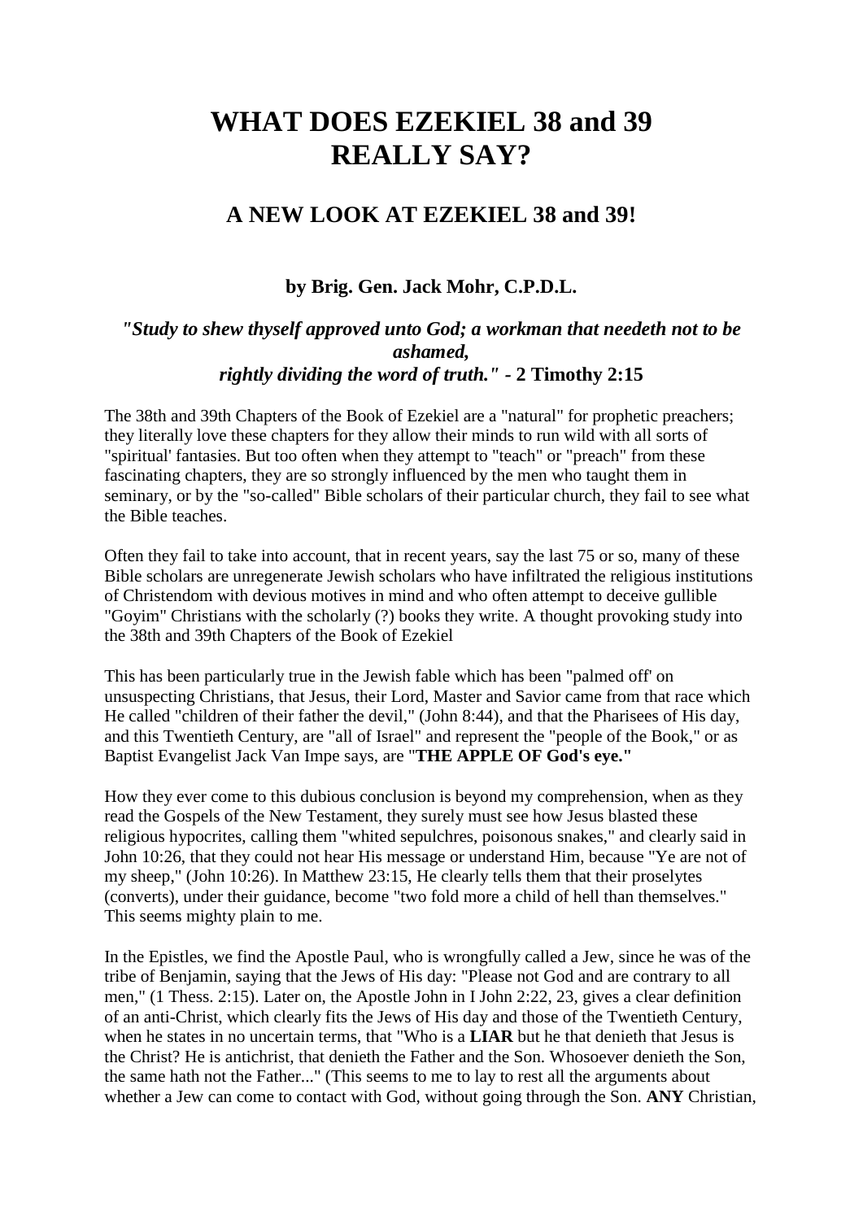# WHAT DOES EZEKIEL 38 and 39 REALLY SAY?

## A NEW LOOK AT EZEKIEL 38 and 39!

### by Brig. Gen. Jack Mohr, C.P.D.L.

***"Study to shew thyself approved unto God; a workman that needeth not to be ashamed, rightly dividing the word of truth."* - 2 Timothy 2:15**

The 38th and 39th Chapters of the Book of Ezekiel are a "natural" for prophetic preachers; they literally love these chapters for they allow their minds to run wild with all sorts of "spiritual' fantasies. But too often when they attempt to "teach" or "preach" from these fascinating chapters, they are so strongly influenced by the men who taught them in seminary, or by the "so-called" Bible scholars of their particular church, they fail to see what the Bible teaches.

Often they fail to take into account, that in recent years, say the last 75 or so, many of these Bible scholars are unregenerate Jewish scholars who have infiltrated the religious institutions of Christendom with devious motives in mind and who often attempt to deceive gullible "Goyim" Christians with the scholarly (?) books they write. A thought provoking study into the 38th and 39th Chapters of the Book of Ezekiel

This has been particularly true in the Jewish fable which has been "palmed off' on unsuspecting Christians, that Jesus, their Lord, Master and Savior came from that race which He called "children of their father the devil," (John 8:44), and that the Pharisees of His day, and this Twentieth Century, are "all of Israel" and represent the "people of the Book," or as Baptist Evangelist Jack Van Impe says, are "**THE APPLE OF God's eye."**

How they ever come to this dubious conclusion is beyond my comprehension, when as they read the Gospels of the New Testament, they surely must see how Jesus blasted these religious hypocrites, calling them "whited sepulchres, poisonous snakes," and clearly said in John 10:26, that they could not hear His message or understand Him, because "Ye are not of my sheep," (John 10:26). In Matthew 23:15, He clearly tells them that their proselytes (converts), under their guidance, become "two fold more a child of hell than themselves." This seems mighty plain to me.

In the Epistles, we find the Apostle Paul, who is wrongfully called a Jew, since he was of the tribe of Benjamin, saying that the Jews of His day: "Please not God and are contrary to all men," (1 Thess. 2:15). Later on, the Apostle John in I John 2:22, 23, gives a clear definition of an anti-Christ, which clearly fits the Jews of His day and those of the Twentieth Century, when he states in no uncertain terms, that "Who is a **LIAR** but he that denieth that Jesus is the Christ? He is antichrist, that denieth the Father and the Son. Whosoever denieth the Son, the same hath not the Father..." (This seems to me to lay to rest all the arguments about whether a Jew can come to contact with God, without going through the Son. **ANY** Christian,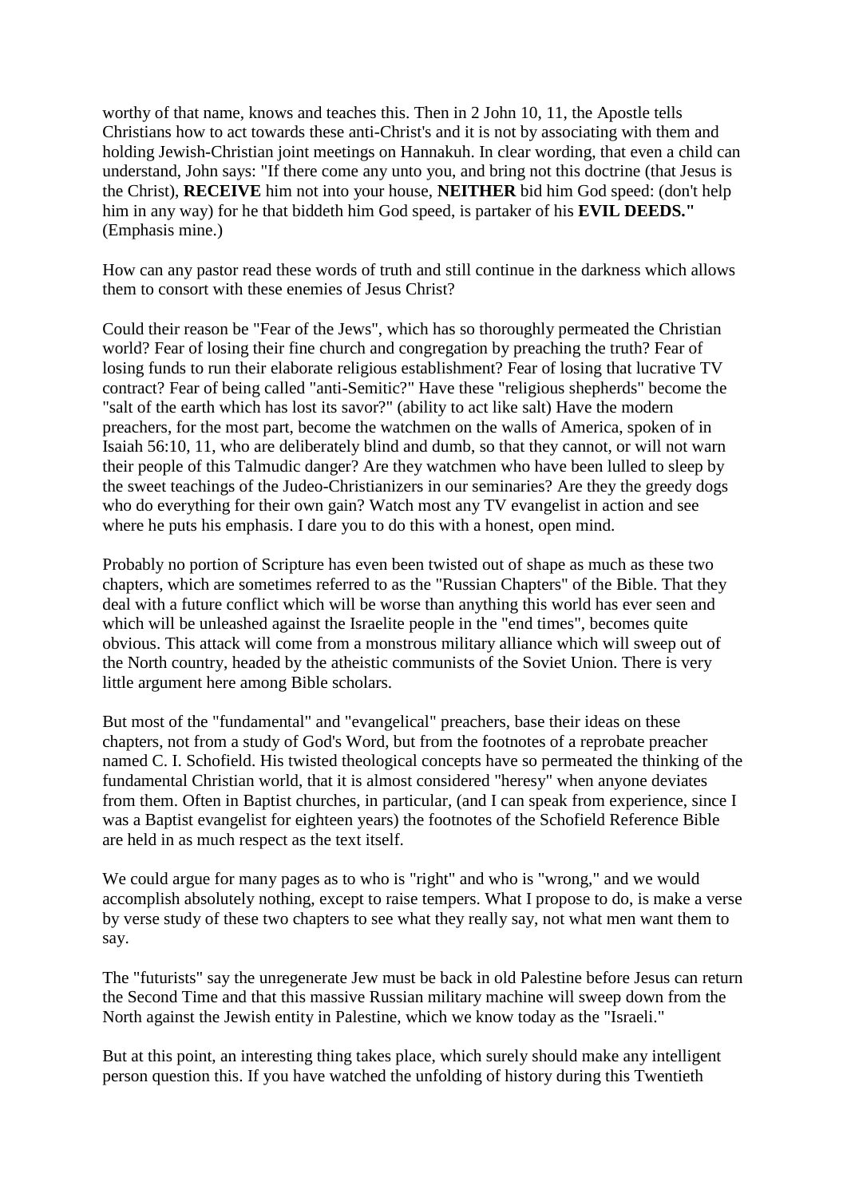worthy of that name, knows and teaches this. Then in 2 John 10, 11, the Apostle tells Christians how to act towards these anti-Christ's and it is not by associating with them and holding Jewish-Christian joint meetings on Hannakuh. In clear wording, that even a child can understand, John says: "If there come any unto you, and bring not this doctrine (that Jesus is the Christ), **RECEIVE** him not into your house, **NEITHER** bid him God speed: (don't help him in any way) for he that biddeth him God speed, is partaker of his **EVIL DEEDS."** (Emphasis mine.)

How can any pastor read these words of truth and still continue in the darkness which allows them to consort with these enemies of Jesus Christ?

Could their reason be "Fear of the Jews", which has so thoroughly permeated the Christian world? Fear of losing their fine church and congregation by preaching the truth? Fear of losing funds to run their elaborate religious establishment? Fear of losing that lucrative TV contract? Fear of being called "anti-Semitic?" Have these "religious shepherds" become the "salt of the earth which has lost its savor?" (ability to act like salt) Have the modern preachers, for the most part, become the watchmen on the walls of America, spoken of in Isaiah 56:10, 11, who are deliberately blind and dumb, so that they cannot, or will not warn their people of this Talmudic danger? Are they watchmen who have been lulled to sleep by the sweet teachings of the Judeo-Christianizers in our seminaries? Are they the greedy dogs who do everything for their own gain? Watch most any TV evangelist in action and see where he puts his emphasis. I dare you to do this with a honest, open mind.

Probably no portion of Scripture has even been twisted out of shape as much as these two chapters, which are sometimes referred to as the "Russian Chapters" of the Bible. That they deal with a future conflict which will be worse than anything this world has ever seen and which will be unleashed against the Israelite people in the "end times", becomes quite obvious. This attack will come from a monstrous military alliance which will sweep out of the North country, headed by the atheistic communists of the Soviet Union. There is very little argument here among Bible scholars.

But most of the "fundamental" and "evangelical" preachers, base their ideas on these chapters, not from a study of God's Word, but from the footnotes of a reprobate preacher named C. I. Schofield. His twisted theological concepts have so permeated the thinking of the fundamental Christian world, that it is almost considered "heresy" when anyone deviates from them. Often in Baptist churches, in particular, (and I can speak from experience, since I was a Baptist evangelist for eighteen years) the footnotes of the Schofield Reference Bible are held in as much respect as the text itself.

We could argue for many pages as to who is "right" and who is "wrong," and we would accomplish absolutely nothing, except to raise tempers. What I propose to do, is make a verse by verse study of these two chapters to see what they really say, not what men want them to say.

The "futurists" say the unregenerate Jew must be back in old Palestine before Jesus can return the Second Time and that this massive Russian military machine will sweep down from the North against the Jewish entity in Palestine, which we know today as the "Israeli."

But at this point, an interesting thing takes place, which surely should make any intelligent person question this. If you have watched the unfolding of history during this Twentieth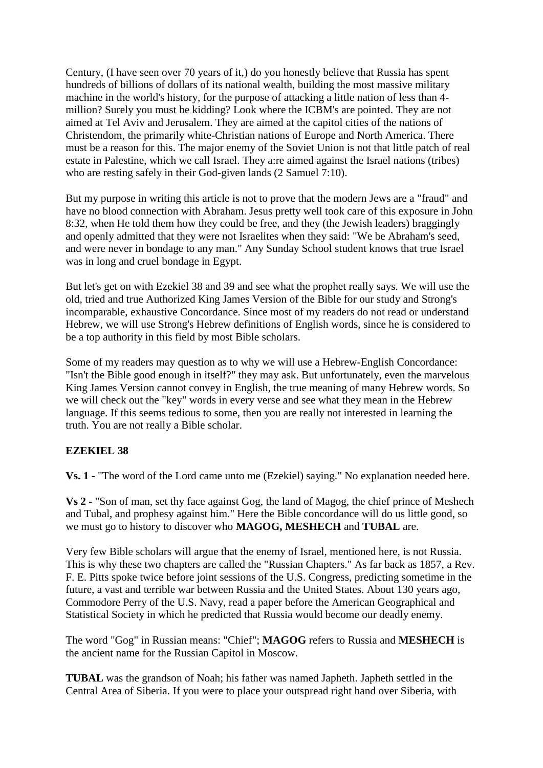Century, (I have seen over 70 years of it,) do you honestly believe that Russia has spent hundreds of billions of dollars of its national wealth, building the most massive military machine in the world's history, for the purpose of attacking a little nation of less than 4-million? Surely you must be kidding? Look where the ICBM's are pointed. They are not aimed at Tel Aviv and Jerusalem. They are aimed at the capitol cities of the nations of Christendom, the primarily white-Christian nations of Europe and North America. There must be a reason for this. The major enemy of the Soviet Union is not that little patch of real estate in Palestine, which we call Israel. They a:re aimed against the Israel nations (tribes) who are resting safely in their God-given lands (2 Samuel 7:10).

But my purpose in writing this article is not to prove that the modern Jews are a "fraud" and have no blood connection with Abraham. Jesus pretty well took care of this exposure in John 8:32, when He told them how they could be free, and they (the Jewish leaders) braggingly and openly admitted that they were not Israelites when they said: "We be Abraham's seed, and were never in bondage to any man." Any Sunday School student knows that true Israel was in long and cruel bondage in Egypt.

But let's get on with Ezekiel 38 and 39 and see what the prophet really says. We will use the old, tried and true Authorized King James Version of the Bible for our study and Strong's incomparable, exhaustive Concordance. Since most of my readers do not read or understand Hebrew, we will use Strong's Hebrew definitions of English words, since he is considered to be a top authority in this field by most Bible scholars.

Some of my readers may question as to why we will use a Hebrew-English Concordance: "Isn't the Bible good enough in itself?" they may ask. But unfortunately, even the marvelous King James Version cannot convey in English, the true meaning of many Hebrew words. So we will check out the "key" words in every verse and see what they mean in the Hebrew language. If this seems tedious to some, then you are really not interested in learning the truth. You are not really a Bible scholar.

**EZEKIEL 38**

**Vs. 1 -** "The word of the Lord came unto me (Ezekiel) saying." No explanation needed here.

**Vs 2 -** "Son of man, set thy face against Gog, the land of Magog, the chief prince of Meshech and Tubal, and prophesy against him." Here the Bible concordance will do us little good, so we must go to history to discover who **MAGOG, MESHECH** and **TUBAL** are.

Very few Bible scholars will argue that the enemy of Israel, mentioned here, is not Russia. This is why these two chapters are called the "Russian Chapters." As far back as 1857, a Rev. F. E. Pitts spoke twice before joint sessions of the U.S. Congress, predicting sometime in the future, a vast and terrible war between Russia and the United States. About 130 years ago, Commodore Perry of the U.S. Navy, read a paper before the American Geographical and Statistical Society in which he predicted that Russia would become our deadly enemy.

The word "Gog" in Russian means: "Chief"; **MAGOG** refers to Russia and **MESHECH** is the ancient name for the Russian Capitol in Moscow.

**TUBAL** was the grandson of Noah; his father was named Japheth. Japheth settled in the Central Area of Siberia. If you were to place your outspread right hand over Siberia, with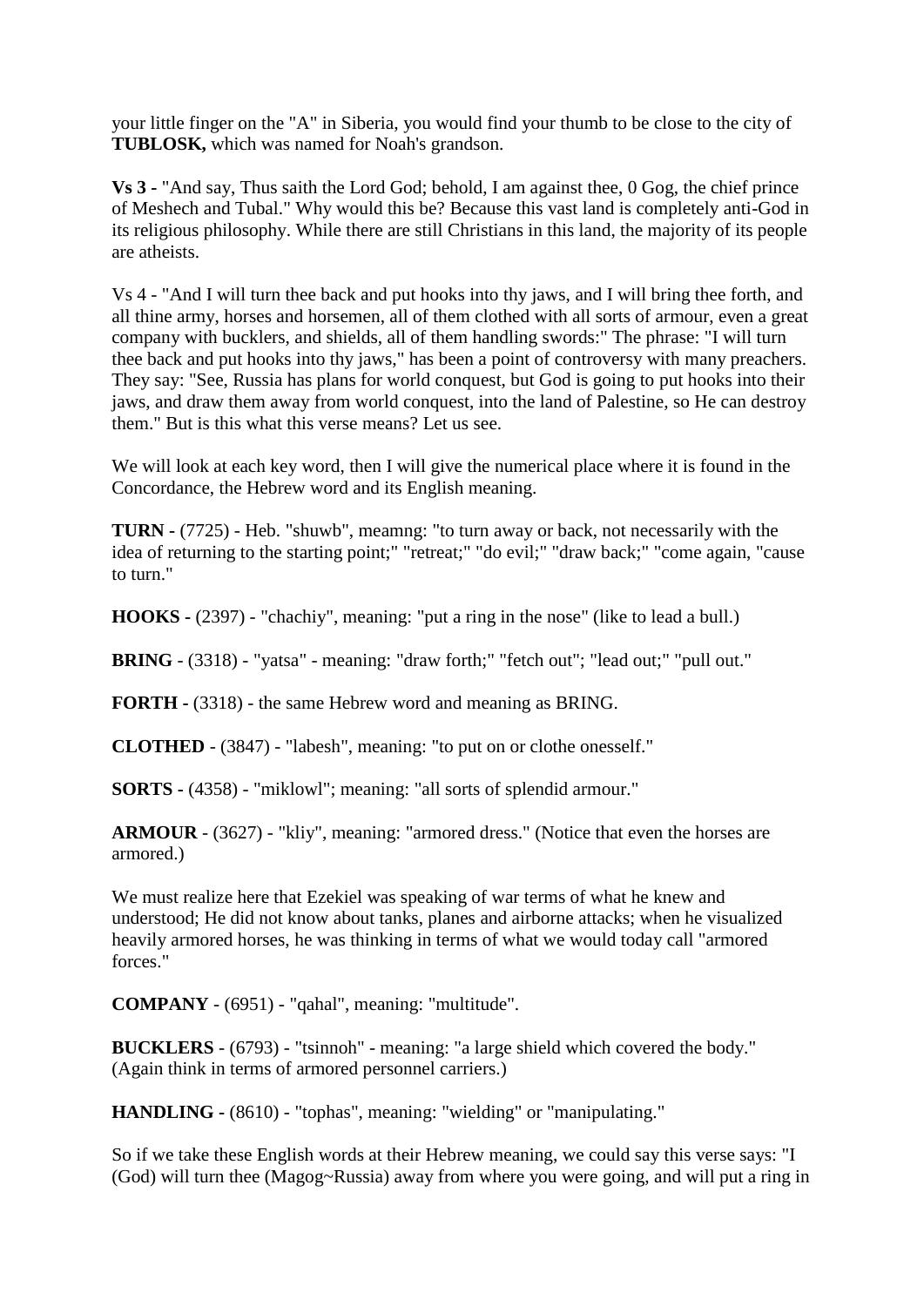your little finger on the "A" in Siberia, you would find your thumb to be close to the city of **TUBLOSK,** which was named for Noah's grandson.

**Vs 3 -** "And say, Thus saith the Lord God; behold, I am against thee, 0 Gog, the chief prince of Meshech and Tubal." Why would this be? Because this vast land is completely anti-God in its religious philosophy. While there are still Christians in this land, the majority of its people are atheists.

Vs 4 - "And I will turn thee back and put hooks into thy jaws, and I will bring thee forth, and all thine army, horses and horsemen, all of them clothed with all sorts of armour, even a great company with bucklers, and shields, all of them handling swords:" The phrase: "I will turn thee back and put hooks into thy jaws," has been a point of controversy with many preachers. They say: "See, Russia has plans for world conquest, but God is going to put hooks into their jaws, and draw them away from world conquest, into the land of Palestine, so He can destroy them." But is this what this verse means? Let us see.

We will look at each key word, then I will give the numerical place where it is found in the Concordance, the Hebrew word and its English meaning.

**TURN -** (7725) - Heb. "shuwb", meamng: "to turn away or back, not necessarily with the idea of returning to the starting point;" "retreat;" "do evil;" "draw back;" "come again, "cause to turn."

**HOOKS -** (2397) - "chachiy", meaning: "put a ring in the nose" (like to lead a bull.)

**BRING** - (3318) - "yatsa" - meaning: "draw forth;" "fetch out"; "lead out;" "pull out."

**FORTH -** (3318) - the same Hebrew word and meaning as BRING.

**CLOTHED** - (3847) - "labesh", meaning: "to put on or clothe onesself."

**SORTS -** (4358) - "miklowl"; meaning: "all sorts of splendid armour."

**ARMOUR** - (3627) - "kliy", meaning: "armored dress." (Notice that even the horses are armored.)

We must realize here that Ezekiel was speaking of war terms of what he knew and understood; He did not know about tanks, planes and airborne attacks; when he visualized heavily armored horses, he was thinking in terms of what we would today call "armored forces."

**COMPANY** - (6951) - "qahal", meaning: "multitude".

**BUCKLERS** - (6793) - "tsinnoh" - meaning: "a large shield which covered the body." (Again think in terms of armored personnel carriers.)

**HANDLING -** (8610) - "tophas", meaning: "wielding" or "manipulating."

So if we take these English words at their Hebrew meaning, we could say this verse says: "I (God) will turn thee (Magog~Russia) away from where you were going, and will put a ring in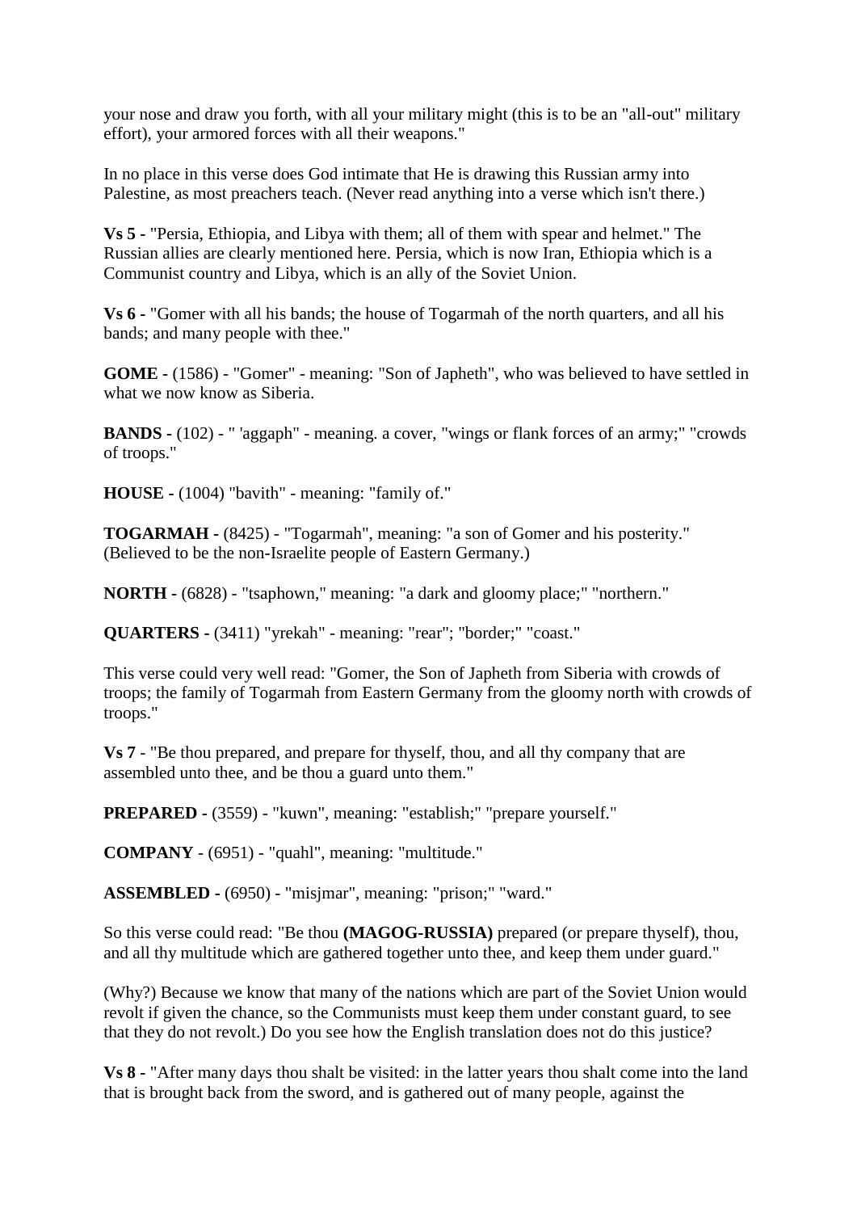your nose and draw you forth, with all your military might (this is to be an "all-out" military effort), your armored forces with all their weapons."

In no place in this verse does God intimate that He is drawing this Russian army into Palestine, as most preachers teach. (Never read anything into a verse which isn't there.)

**Vs 5 -** "Persia, Ethiopia, and Libya with them; all of them with spear and helmet." The Russian allies are clearly mentioned here. Persia, which is now Iran, Ethiopia which is a Communist country and Libya, which is an ally of the Soviet Union.

**Vs 6 -** "Gomer with all his bands; the house of Togarmah of the north quarters, and all his bands; and many people with thee."

**GOME -** (1586) - "Gomer" - meaning: "Son of Japheth", who was believed to have settled in what we now know as Siberia.

**BANDS -** (102) - " 'aggaph" - meaning. a cover, "wings or flank forces of an army;" "crowds of troops."

**HOUSE -** (1004) "bavith" - meaning: "family of."

**TOGARMAH -** (8425) - "Togarmah", meaning: "a son of Gomer and his posterity." (Believed to be the non-Israelite people of Eastern Germany.)

**NORTH -** (6828) - "tsaphown," meaning: "a dark and gloomy place;" "northern."

**QUARTERS -** (3411) "yrekah" - meaning: "rear"; "border;" "coast."

This verse could very well read: "Gomer, the Son of Japheth from Siberia with crowds of troops; the family of Togarmah from Eastern Germany from the gloomy north with crowds of troops."

**Vs 7** - "Be thou prepared, and prepare for thyself, thou, and all thy company that are assembled unto thee, and be thou a guard unto them."

**PREPARED -** (3559) - "kuwn", meaning: "establish;" "prepare yourself."

**COMPANY** - (6951) - "quahl", meaning: "multitude."

**ASSEMBLED -** (6950) - "misjmar", meaning: "prison;" "ward."

So this verse could read: "Be thou **(MAGOG-RUSSIA)** prepared (or prepare thyself), thou, and all thy multitude which are gathered together unto thee, and keep them under guard."

(Why?) Because we know that many of the nations which are part of the Soviet Union would revolt if given the chance, so the Communists must keep them under constant guard, to see that they do not revolt.) Do you see how the English translation does not do this justice?

**Vs 8 -** "After many days thou shalt be visited: in the latter years thou shalt come into the land that is brought back from the sword, and is gathered out of many people, against the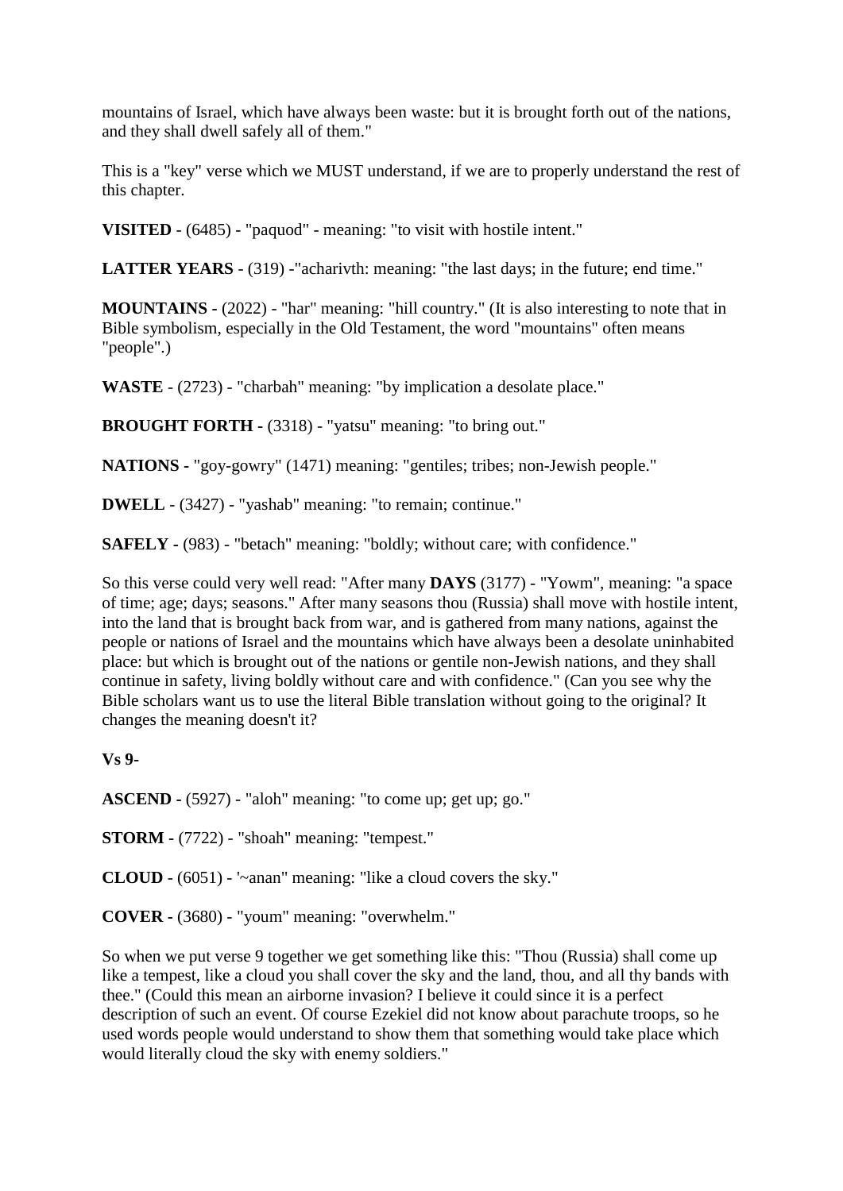mountains of Israel, which have always been waste: but it is brought forth out of the nations, and they shall dwell safely all of them."

This is a "key" verse which we MUST understand, if we are to properly understand the rest of this chapter.

**VISITED** - (6485) - "paquod" - meaning: "to visit with hostile intent."

**LATTER YEARS** - (319) -"acharivth: meaning: "the last days; in the future; end time."

**MOUNTAINS -** (2022) - "har" meaning: "hill country." (It is also interesting to note that in Bible symbolism, especially in the Old Testament, the word "mountains" often means "people".)

**WASTE** - (2723) - "charbah" meaning: "by implication a desolate place."

**BROUGHT FORTH -** (3318) - "yatsu" meaning: "to bring out."

**NATIONS -** "goy-gowry" (1471) meaning: "gentiles; tribes; non-Jewish people."

**DWELL** - (3427) - "yashab" meaning: "to remain; continue."

**SAFELY -** (983) - "betach" meaning: "boldly; without care; with confidence."

So this verse could very well read: "After many **DAYS** (3177) - "Yowm", meaning: "a space of time; age; days; seasons." After many seasons thou (Russia) shall move with hostile intent, into the land that is brought back from war, and is gathered from many nations, against the people or nations of Israel and the mountains which have always been a desolate uninhabited place: but which is brought out of the nations or gentile non-Jewish nations, and they shall continue in safety, living boldly without care and with confidence." (Can you see why the Bible scholars want us to use the literal Bible translation without going to the original? It changes the meaning doesn't it?

**Vs 9-**

**ASCEND -** (5927) - "aloh" meaning: "to come up; get up; go."

**STORM -** (7722) - "shoah" meaning: "tempest."

**CLOUD** - (6051) - '~anan" meaning: "like a cloud covers the sky."

**COVER -** (3680) - "youm" meaning: "overwhelm."

So when we put verse 9 together we get something like this: "Thou (Russia) shall come up like a tempest, like a cloud you shall cover the sky and the land, thou, and all thy bands with thee." (Could this mean an airborne invasion? I believe it could since it is a perfect description of such an event. Of course Ezekiel did not know about parachute troops, so he used words people would understand to show them that something would take place which would literally cloud the sky with enemy soldiers."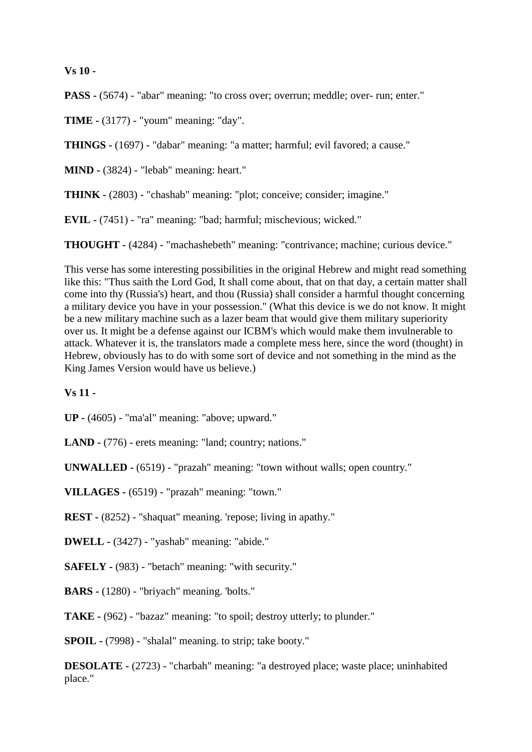**Vs 10 -**

**PASS -** (5674) - "abar" meaning: "to cross over; overrun; meddle; over- run; enter."

**TIME -** (3177) - "youm" meaning: "day".

**THINGS -** (1697) - "dabar" meaning: "a matter; harmful; evil favored; a cause."

**MIND -** (3824) - "lebab" meaning: heart."

**THINK -** (2803) - "chashab" meaning: "plot; conceive; consider; imagine."

**EVIL -** (7451) - "ra" meaning: "bad; harmful; mischevious; wicked."

**THOUGHT -** (4284) - "machashebeth" meaning: "contrivance; machine; curious device."

This verse has some interesting possibilities in the original Hebrew and might read something like this: "Thus saith the Lord God, It shall come about, that on that day, a certain matter shall come into thy (Russia's) heart, and thou (Russia) shall consider a harmful thought concerning a military device you have in your possession." (What this device is we do not know. It might be a new military machine such as a lazer beam that would give them military superiority over us. It might be a defense against our ICBM's which would make them invulnerable to attack. Whatever it is, the translators made a complete mess here, since the word (thought) in Hebrew, obviously has to do with some sort of device and not something in the mind as the King James Version would have us believe.)

**Vs 11 -**

**UP -** (4605) - "ma'al" meaning: "above; upward."

**LAND -** (776) - erets meaning: "land; country; nations."

**UNWALLED -** (6519) - "prazah" meaning: "town without walls; open country."

**VILLAGES -** (6519) - "prazah" meaning: "town."

**REST -** (8252) - "shaquat" meaning. 'repose; living in apathy."

**DWELL -** (3427) - "yashab" meaning: "abide."

**SAFELY -** (983) - "betach" meaning: "with security."

**BARS -** (1280) - "briyach" meaning. 'bolts."

**TAKE -** (962) - "bazaz" meaning: "to spoil; destroy utterly; to plunder."

**SPOIL -** (7998) - "shalal" meaning. to strip; take booty."

**DESOLATE -** (2723) - "charbah" meaning: "a destroyed place; waste place; uninhabited place."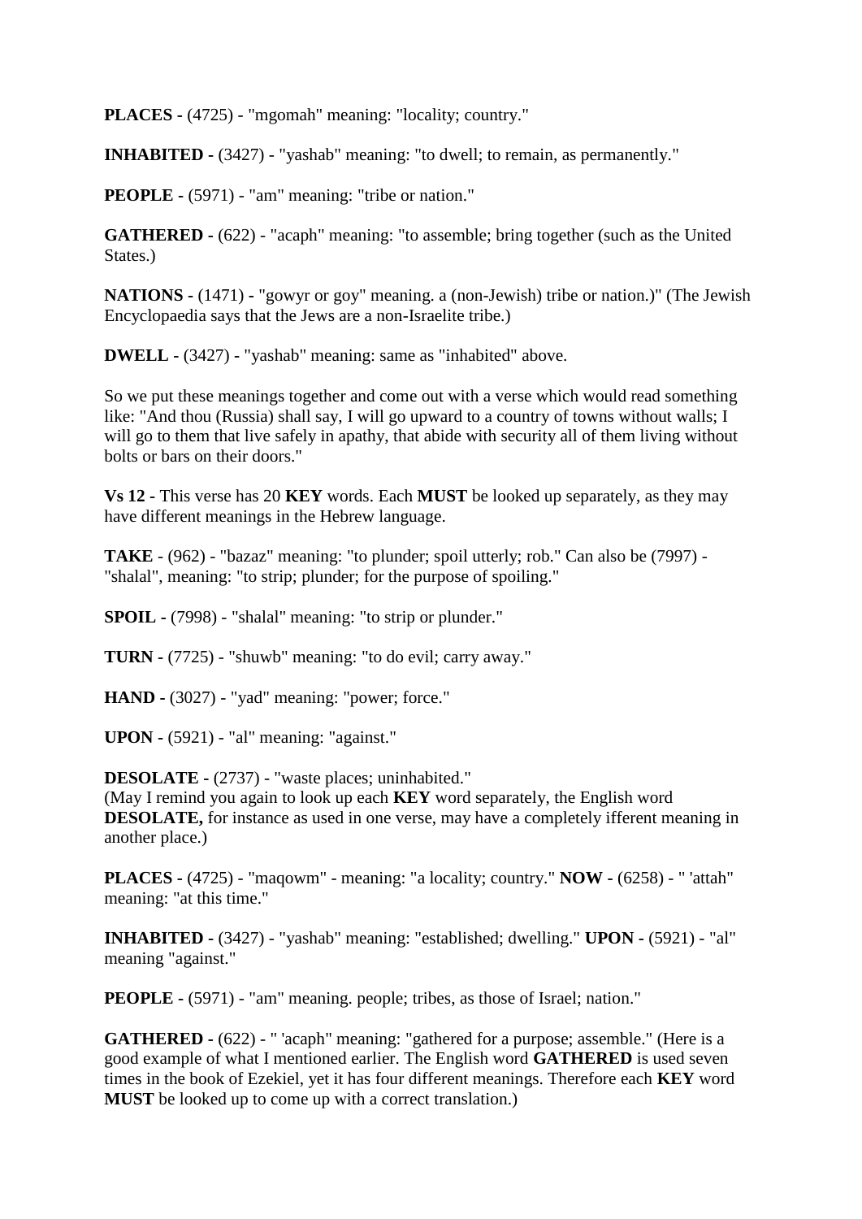**PLACES -** (4725) - "mgomah" meaning: "locality; country."

**INHABITED -** (3427) - "yashab" meaning: "to dwell; to remain, as permanently."

**PEOPLE -** (5971) - "am" meaning: "tribe or nation."

**GATHERED -** (622) - "acaph" meaning: "to assemble; bring together (such as the United States.)

**NATIONS -** (1471) - "gowyr or goy" meaning. a (non-Jewish) tribe or nation.)" (The Jewish Encyclopaedia says that the Jews are a non-Israelite tribe.)

**DWELL -** (3427) - "yashab" meaning: same as "inhabited" above.

So we put these meanings together and come out with a verse which would read something like: "And thou (Russia) shall say, I will go upward to a country of towns without walls; I will go to them that live safely in apathy, that abide with security all of them living without bolts or bars on their doors."

**Vs 12 -** This verse has 20 **KEY** words. Each **MUST** be looked up separately, as they may have different meanings in the Hebrew language.

**TAKE** - (962) - "bazaz" meaning: "to plunder; spoil utterly; rob." Can also be (7997) - "shalal", meaning: "to strip; plunder; for the purpose of spoiling."

**SPOIL -** (7998) - "shalal" meaning: "to strip or plunder."

**TURN -** (7725) - "shuwb" meaning: "to do evil; carry away."

**HAND -** (3027) - "yad" meaning: "power; force."

**UPON -** (5921) - "al" meaning: "against."

**DESOLATE -** (2737) - "waste places; uninhabited."
(May I remind you again to look up each **KEY** word separately, the English word **DESOLATE,** for instance as used in one verse, may have a completely ifferent meaning in another place.)

**PLACES -** (4725) - "maqowm" - meaning: "a locality; country." **NOW -** (6258) - " 'attah" meaning: "at this time."

**INHABITED -** (3427) - "yashab" meaning: "established; dwelling." **UPON -** (5921) - "al" meaning "against."

**PEOPLE -** (5971) - "am" meaning. people; tribes, as those of Israel; nation."

**GATHERED -** (622) - " 'acaph" meaning: "gathered for a purpose; assemble." (Here is a good example of what I mentioned earlier. The English word **GATHERED** is used seven times in the book of Ezekiel, yet it has four different meanings. Therefore each **KEY** word **MUST** be looked up to come up with a correct translation.)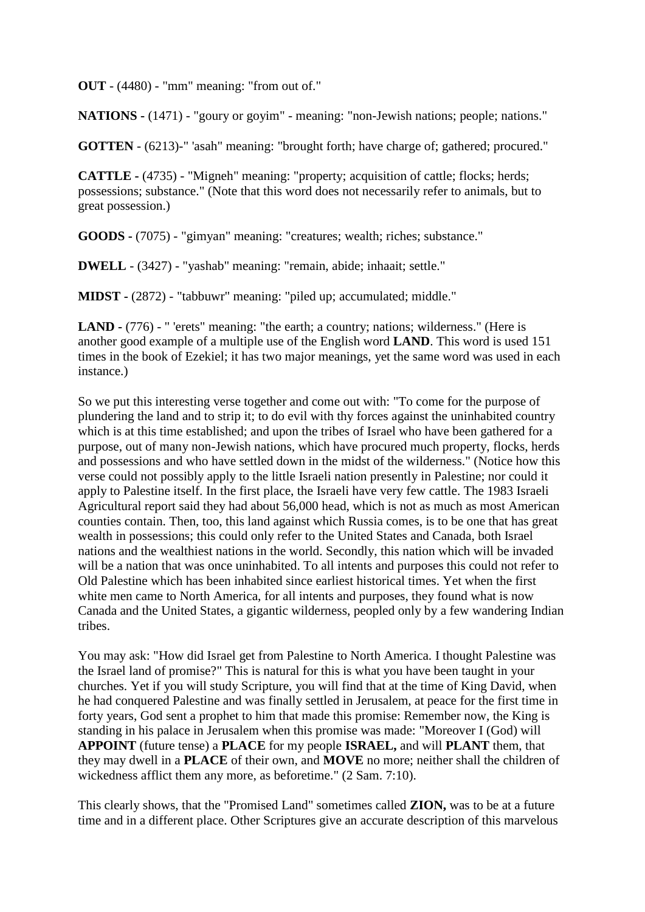**OUT** - (4480) - "mm" meaning: "from out of."

**NATIONS** - (1471) - "goury or goyim" - meaning: "non-Jewish nations; people; nations."

**GOTTEN** - (6213)-" 'asah" meaning: "brought forth; have charge of; gathered; procured."

**CATTLE** - (4735) - "Migneh" meaning: "property; acquisition of cattle; flocks; herds; possessions; substance." (Note that this word does not necessarily refer to animals, but to great possession.)

**GOODS** - (7075) - "gimyan" meaning: "creatures; wealth; riches; substance."

**DWELL** - (3427) - "yashab" meaning: "remain, abide; inhaait; settle."

**MIDST** - (2872) - "tabbuwr" meaning: "piled up; accumulated; middle."

**LAND** - (776) - " 'erets" meaning: "the earth; a country; nations; wilderness." (Here is another good example of a multiple use of the English word **LAND**. This word is used 151 times in the book of Ezekiel; it has two major meanings, yet the same word was used in each instance.)

So we put this interesting verse together and come out with: "To come for the purpose of plundering the land and to strip it; to do evil with thy forces against the uninhabited country which is at this time established; and upon the tribes of Israel who have been gathered for a purpose, out of many non-Jewish nations, which have procured much property, flocks, herds and possessions and who have settled down in the midst of the wilderness." (Notice how this verse could not possibly apply to the little Israeli nation presently in Palestine; nor could it apply to Palestine itself. In the first place, the Israeli have very few cattle. The 1983 Israeli Agricultural report said they had about 56,000 head, which is not as much as most American counties contain. Then, too, this land against which Russia comes, is to be one that has great wealth in possessions; this could only refer to the United States and Canada, both Israel nations and the wealthiest nations in the world. Secondly, this nation which will be invaded will be a nation that was once uninhabited. To all intents and purposes this could not refer to Old Palestine which has been inhabited since earliest historical times. Yet when the first white men came to North America, for all intents and purposes, they found what is now Canada and the United States, a gigantic wilderness, peopled only by a few wandering Indian tribes.

You may ask: "How did Israel get from Palestine to North America. I thought Palestine was the Israel land of promise?" This is natural for this is what you have been taught in your churches. Yet if you will study Scripture, you will find that at the time of King David, when he had conquered Palestine and was finally settled in Jerusalem, at peace for the first time in forty years, God sent a prophet to him that made this promise: Remember now, the King is standing in his palace in Jerusalem when this promise was made: "Moreover I (God) will **APPOINT** (future tense) a **PLACE** for my people **ISRAEL,** and will **PLANT** them, that they may dwell in a **PLACE** of their own, and **MOVE** no more; neither shall the children of wickedness afflict them any more, as beforetime." (2 Sam. 7:10).

This clearly shows, that the "Promised Land" sometimes called **ZION,** was to be at a future time and in a different place. Other Scriptures give an accurate description of this marvelous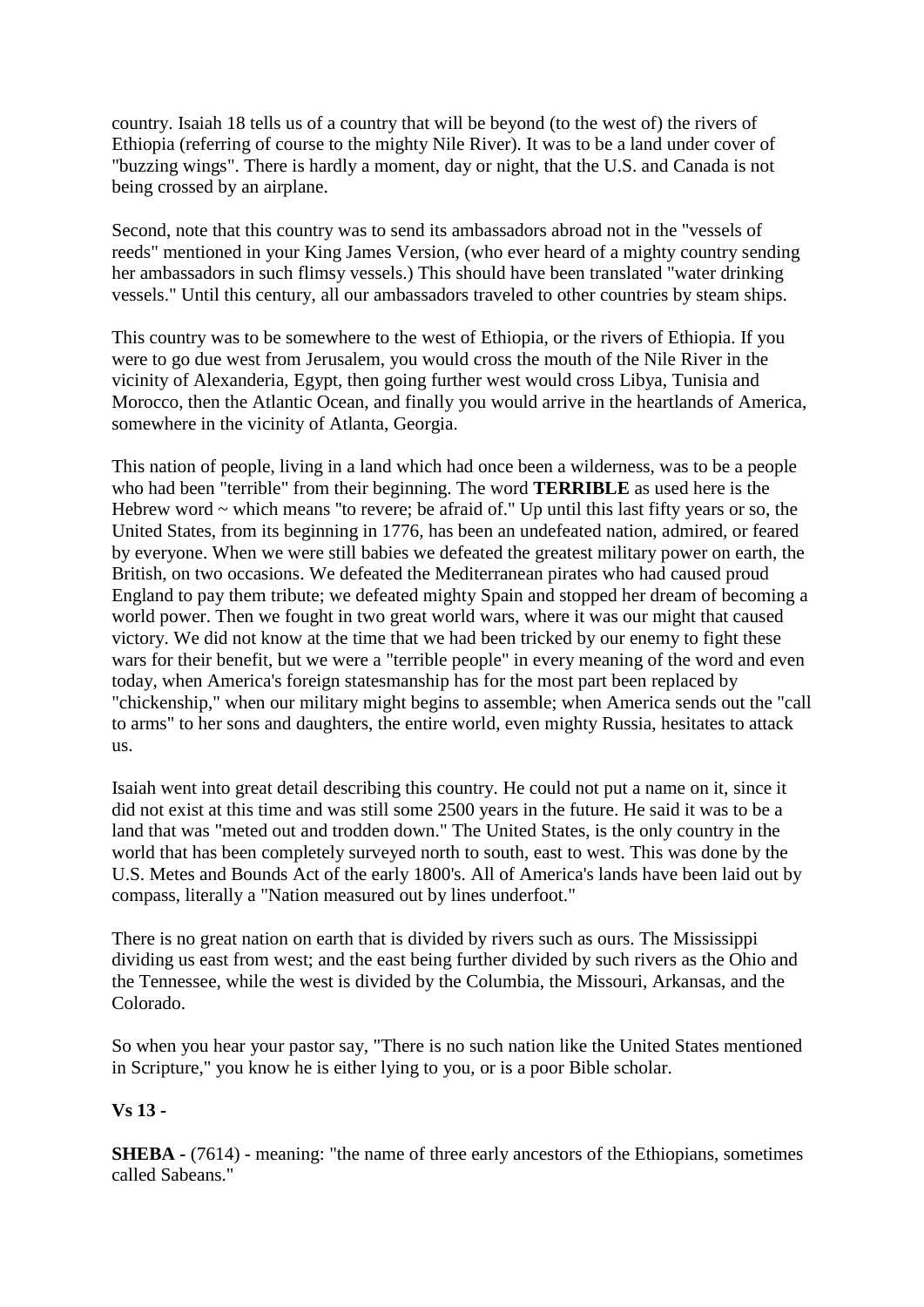country. Isaiah 18 tells us of a country that will be beyond (to the west of) the rivers of Ethiopia (referring of course to the mighty Nile River). It was to be a land under cover of "buzzing wings". There is hardly a moment, day or night, that the U.S. and Canada is not being crossed by an airplane.

Second, note that this country was to send its ambassadors abroad not in the "vessels of reeds" mentioned in your King James Version, (who ever heard of a mighty country sending her ambassadors in such flimsy vessels.) This should have been translated "water drinking vessels." Until this century, all our ambassadors traveled to other countries by steam ships.

This country was to be somewhere to the west of Ethiopia, or the rivers of Ethiopia. If you were to go due west from Jerusalem, you would cross the mouth of the Nile River in the vicinity of Alexanderia, Egypt, then going further west would cross Libya, Tunisia and Morocco, then the Atlantic Ocean, and finally you would arrive in the heartlands of America, somewhere in the vicinity of Atlanta, Georgia.

This nation of people, living in a land which had once been a wilderness, was to be a people who had been "terrible" from their beginning. The word **TERRIBLE** as used here is the Hebrew word ~ which means "to revere; be afraid of." Up until this last fifty years or so, the United States, from its beginning in 1776, has been an undefeated nation, admired, or feared by everyone. When we were still babies we defeated the greatest military power on earth, the British, on two occasions. We defeated the Mediterranean pirates who had caused proud England to pay them tribute; we defeated mighty Spain and stopped her dream of becoming a world power. Then we fought in two great world wars, where it was our might that caused victory. We did not know at the time that we had been tricked by our enemy to fight these wars for their benefit, but we were a "terrible people" in every meaning of the word and even today, when America's foreign statesmanship has for the most part been replaced by "chickenship," when our military might begins to assemble; when America sends out the "call to arms" to her sons and daughters, the entire world, even mighty Russia, hesitates to attack us.

Isaiah went into great detail describing this country. He could not put a name on it, since it did not exist at this time and was still some 2500 years in the future. He said it was to be a land that was "meted out and trodden down." The United States, is the only country in the world that has been completely surveyed north to south, east to west. This was done by the U.S. Metes and Bounds Act of the early 1800's. All of America's lands have been laid out by compass, literally a "Nation measured out by lines underfoot."

There is no great nation on earth that is divided by rivers such as ours. The Mississippi dividing us east from west; and the east being further divided by such rivers as the Ohio and the Tennessee, while the west is divided by the Columbia, the Missouri, Arkansas, and the Colorado.

So when you hear your pastor say, "There is no such nation like the United States mentioned in Scripture," you know he is either lying to you, or is a poor Bible scholar.

**Vs 13 -**

**SHEBA -** (7614) - meaning: "the name of three early ancestors of the Ethiopians, sometimes called Sabeans."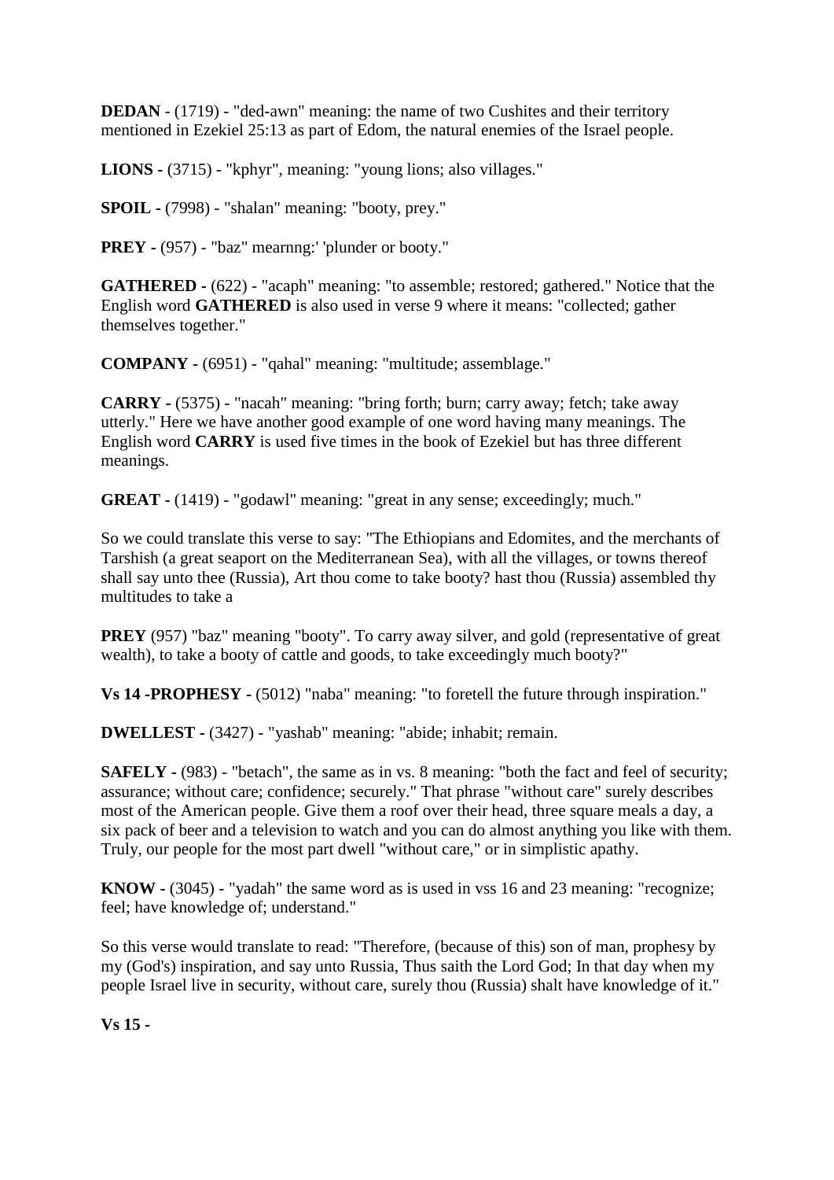**DEDAN** - (1719) - "ded-awn" meaning: the name of two Cushites and their territory mentioned in Ezekiel 25:13 as part of Edom, the natural enemies of the Israel people.

**LIONS -** (3715) - "kphyr", meaning: "young lions; also villages."

**SPOIL -** (7998) - "shalan" meaning: "booty, prey."

**PREY -** (957) - "baz" mearnng:' 'plunder or booty."

**GATHERED -** (622) - "acaph" meaning: "to assemble; restored; gathered." Notice that the English word **GATHERED** is also used in verse 9 where it means: "collected; gather themselves together."

**COMPANY -** (6951) - "qahal" meaning: "multitude; assemblage."

**CARRY -** (5375) - "nacah" meaning: "bring forth; burn; carry away; fetch; take away utterly." Here we have another good example of one word having many meanings. The English word **CARRY** is used five times in the book of Ezekiel but has three different meanings.

**GREAT -** (1419) - "godawl" meaning: "great in any sense; exceedingly; much."

So we could translate this verse to say: "The Ethiopians and Edomites, and the merchants of Tarshish (a great seaport on the Mediterranean Sea), with all the villages, or towns thereof shall say unto thee (Russia), Art thou come to take booty? hast thou (Russia) assembled thy multitudes to take a

**PREY** (957) "baz" meaning "booty". To carry away silver, and gold (representative of great wealth), to take a booty of cattle and goods, to take exceedingly much booty?"

**Vs 14 -PROPHESY -** (5012) "naba" meaning: "to foretell the future through inspiration."

**DWELLEST -** (3427) - "yashab" meaning: "abide; inhabit; remain.

**SAFELY -** (983) - "betach", the same as in vs. 8 meaning: "both the fact and feel of security; assurance; without care; confidence; securely." That phrase "without care" surely describes most of the American people. Give them a roof over their head, three square meals a day, a six pack of beer and a television to watch and you can do almost anything you like with them. Truly, our people for the most part dwell "without care," or in simplistic apathy.

**KNOW -** (3045) - "yadah" the same word as is used in vss 16 and 23 meaning: "recognize; feel; have knowledge of; understand."

So this verse would translate to read: "Therefore, (because of this) son of man, prophesy by my (God's) inspiration, and say unto Russia, Thus saith the Lord God; In that day when my people Israel live in security, without care, surely thou (Russia) shalt have knowledge of it."

**Vs 15 -**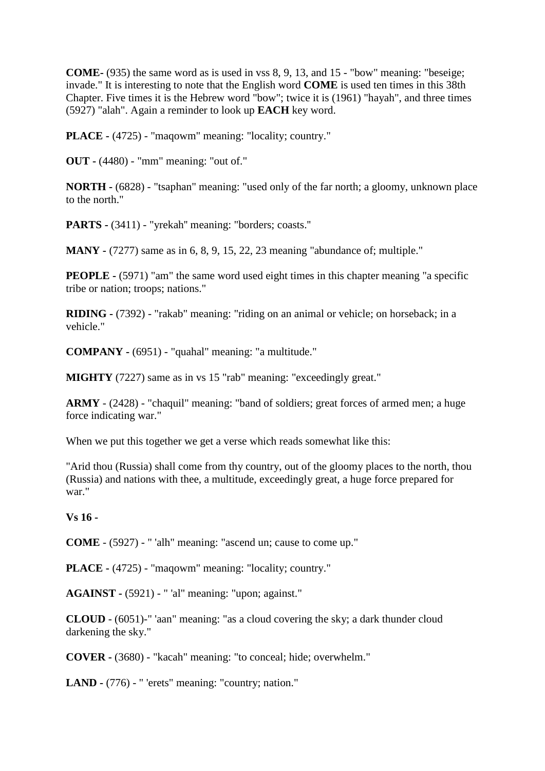**COME-** (935) the same word as is used in vss 8, 9, 13, and 15 - "bow" meaning: "beseige; invade." It is interesting to note that the English word **COME** is used ten times in this 38th Chapter. Five times it is the Hebrew word "bow"; twice it is (1961) "hayah", and three times (5927) "alah". Again a reminder to look up **EACH** key word.

**PLACE -** (4725) - "maqowm" meaning: "locality; country."

**OUT -** (4480) - "mm" meaning: "out of."

**NORTH -** (6828) - "tsaphan" meaning: "used only of the far north; a gloomy, unknown place to the north."

**PARTS -** (3411) - "yrekah" meaning: "borders; coasts."

**MANY -** (7277) same as in 6, 8, 9, 15, 22, 23 meaning "abundance of; multiple."

**PEOPLE -** (5971) "am" the same word used eight times in this chapter meaning "a specific tribe or nation; troops; nations."

**RIDING -** (7392) - "rakab" meaning: "riding on an animal or vehicle; on horseback; in a vehicle."

**COMPANY -** (6951) - "quahal" meaning: "a multitude."

**MIGHTY** (7227) same as in vs 15 "rab" meaning: "exceedingly great."

**ARMY** - (2428) - "chaquil" meaning: "band of soldiers; great forces of armed men; a huge force indicating war."

When we put this together we get a verse which reads somewhat like this:

"Arid thou (Russia) shall come from thy country, out of the gloomy places to the north, thou (Russia) and nations with thee, a multitude, exceedingly great, a huge force prepared for war."

**Vs 16 -**

**COME** - (5927) - " 'alh" meaning: "ascend un; cause to come up."

**PLACE -** (4725) - "maqowm" meaning: "locality; country."

**AGAINST -** (5921) - " 'al" meaning: "upon; against."

**CLOUD** - (6051)-" 'aan" meaning: "as a cloud covering the sky; a dark thunder cloud darkening the sky."

**COVER -** (3680) - "kacah" meaning: "to conceal; hide; overwhelm."

**LAND -** (776) - " 'erets" meaning: "country; nation."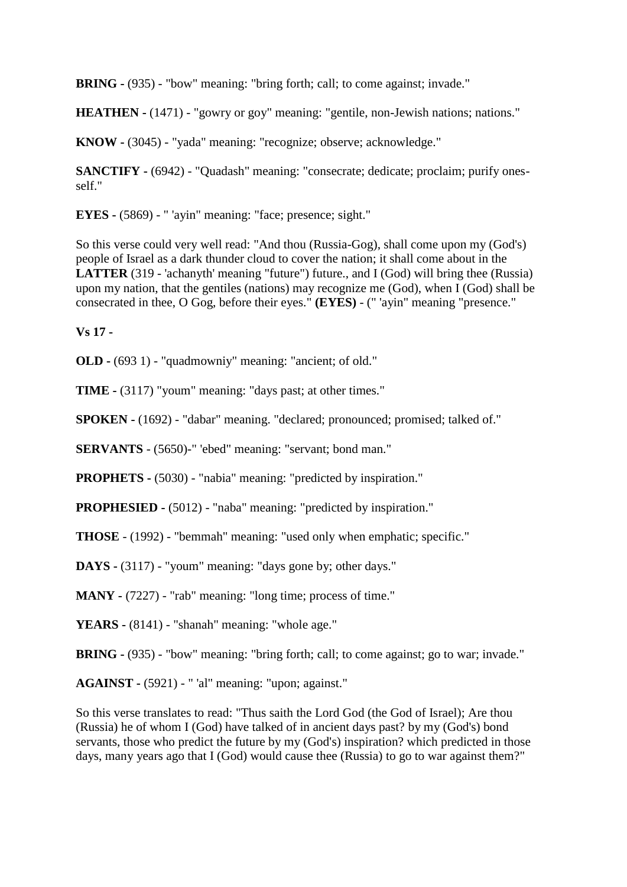**BRING -** (935) - "bow" meaning: "bring forth; call; to come against; invade."

**HEATHEN -** (1471) - "gowry or goy" meaning: "gentile, non-Jewish nations; nations."

**KNOW -** (3045) - "yada" meaning: "recognize; observe; acknowledge."

**SANCTIFY -** (6942) - "Quadash" meaning: "consecrate; dedicate; proclaim; purify ones-self."

**EYES -** (5869) - " 'ayin" meaning: "face; presence; sight."

So this verse could very well read: "And thou (Russia-Gog), shall come upon my (God's) people of Israel as a dark thunder cloud to cover the nation; it shall come about in the **LATTER** (319 - 'achanyth' meaning "future") future., and I (God) will bring thee (Russia) upon my nation, that the gentiles (nations) may recognize me (God), when I (God) shall be consecrated in thee, O Gog, before their eyes." **(EYES)** - (" 'ayin" meaning "presence."

**Vs 17 -**

**OLD -** (693 1) - "quadmowniy" meaning: "ancient; of old."

**TIME -** (3117) "youm" meaning: "days past; at other times."

**SPOKEN -** (1692) - "dabar" meaning. "declared; pronounced; promised; talked of."

**SERVANTS** - (5650)-" 'ebed" meaning: "servant; bond man."

**PROPHETS -** (5030) - "nabia" meaning: "predicted by inspiration."

**PROPHESIED -** (5012) - "naba" meaning: "predicted by inspiration."

**THOSE** - (1992) - "bemmah" meaning: "used only when emphatic; specific."

**DAYS** - (3117) - "youm" meaning: "days gone by; other days."

**MANY -** (7227) - "rab" meaning: "long time; process of time."

**YEARS -** (8141) - "shanah" meaning: "whole age."

**BRING -** (935) - "bow" meaning: "bring forth; call; to come against; go to war; invade."

**AGAINST -** (5921) - " 'al" meaning: "upon; against."

So this verse translates to read: "Thus saith the Lord God (the God of Israel); Are thou (Russia) he of whom I (God) have talked of in ancient days past? by my (God's) bond servants, those who predict the future by my (God's) inspiration? which predicted in those days, many years ago that I (God) would cause thee (Russia) to go to war against them?"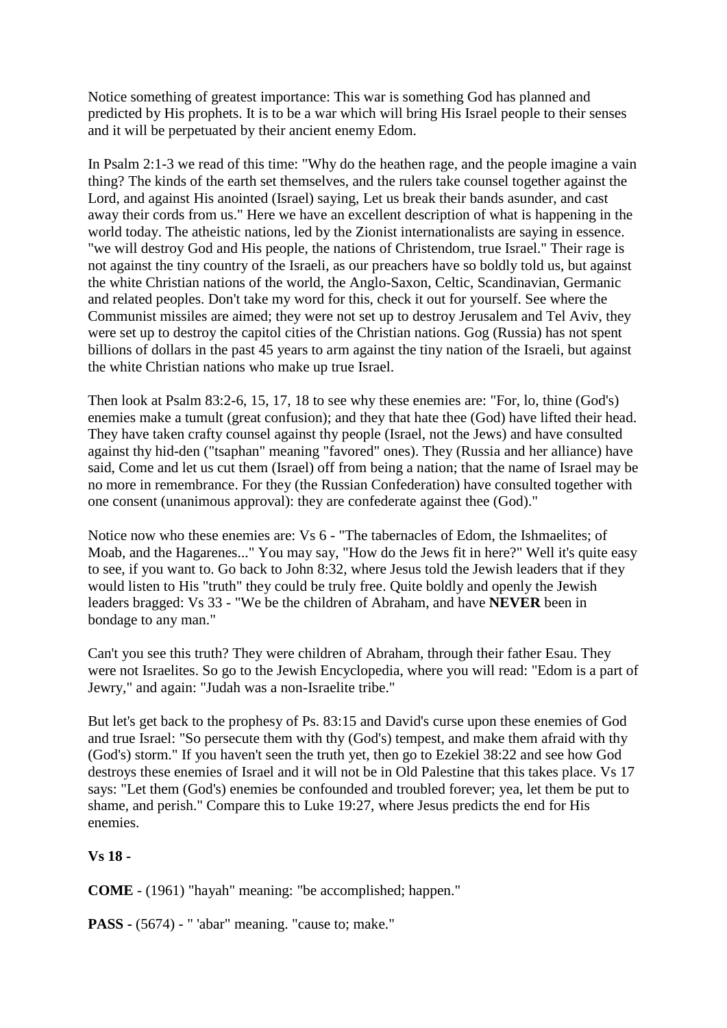Notice something of greatest importance: This war is something God has planned and predicted by His prophets. It is to be a war which will bring His Israel people to their senses and it will be perpetuated by their ancient enemy Edom.

In Psalm 2:1-3 we read of this time: "Why do the heathen rage, and the people imagine a vain thing? The kinds of the earth set themselves, and the rulers take counsel together against the Lord, and against His anointed (Israel) saying, Let us break their bands asunder, and cast away their cords from us." Here we have an excellent description of what is happening in the world today. The atheistic nations, led by the Zionist internationalists are saying in essence. "we will destroy God and His people, the nations of Christendom, true Israel." Their rage is not against the tiny country of the Israeli, as our preachers have so boldly told us, but against the white Christian nations of the world, the Anglo-Saxon, Celtic, Scandinavian, Germanic and related peoples. Don't take my word for this, check it out for yourself. See where the Communist missiles are aimed; they were not set up to destroy Jerusalem and Tel Aviv, they were set up to destroy the capitol cities of the Christian nations. Gog (Russia) has not spent billions of dollars in the past 45 years to arm against the tiny nation of the Israeli, but against the white Christian nations who make up true Israel.

Then look at Psalm 83:2-6, 15, 17, 18 to see why these enemies are: "For, lo, thine (God's) enemies make a tumult (great confusion); and they that hate thee (God) have lifted their head. They have taken crafty counsel against thy people (Israel, not the Jews) and have consulted against thy hid-den ("tsaphan" meaning "favored" ones). They (Russia and her alliance) have said, Come and let us cut them (Israel) off from being a nation; that the name of Israel may be no more in remembrance. For they (the Russian Confederation) have consulted together with one consent (unanimous approval): they are confederate against thee (God)."

Notice now who these enemies are: Vs 6 - "The tabernacles of Edom, the Ishmaelites; of Moab, and the Hagarenes..." You may say, "How do the Jews fit in here?" Well it's quite easy to see, if you want to. Go back to John 8:32, where Jesus told the Jewish leaders that if they would listen to His "truth" they could be truly free. Quite boldly and openly the Jewish leaders bragged: Vs 33 - "We be the children of Abraham, and have **NEVER** been in bondage to any man."

Can't you see this truth? They were children of Abraham, through their father Esau. They were not Israelites. So go to the Jewish Encyclopedia, where you will read: "Edom is a part of Jewry," and again: "Judah was a non-Israelite tribe."

But let's get back to the prophesy of Ps. 83:15 and David's curse upon these enemies of God and true Israel: "So persecute them with thy (God's) tempest, and make them afraid with thy (God's) storm." If you haven't seen the truth yet, then go to Ezekiel 38:22 and see how God destroys these enemies of Israel and it will not be in Old Palestine that this takes place. Vs 17 says: "Let them (God's) enemies be confounded and troubled forever; yea, let them be put to shame, and perish." Compare this to Luke 19:27, where Jesus predicts the end for His enemies.

**Vs 18 -**

**COME** - (1961) "hayah" meaning: "be accomplished; happen."

**PASS -** (5674) - " 'abar" meaning. "cause to; make."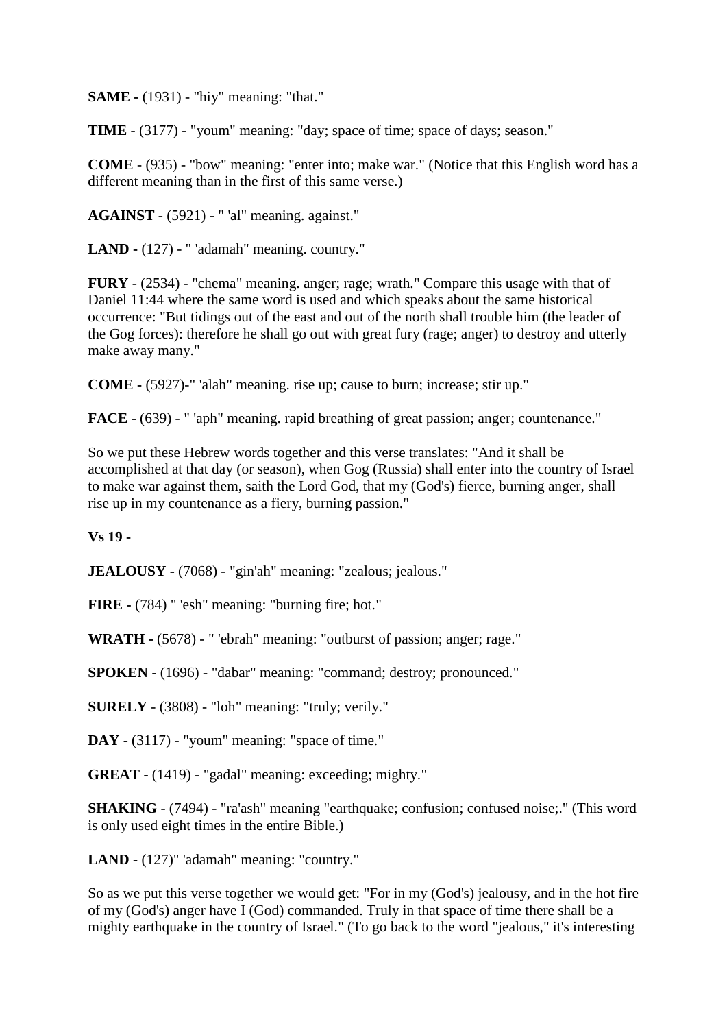**SAME -** (1931) - "hiy" meaning: "that."

**TIME** - (3177) - "youm" meaning: "day; space of time; space of days; season."

**COME** - (935) - "bow" meaning: "enter into; make war." (Notice that this English word has a different meaning than in the first of this same verse.)

**AGAINST** - (5921) - " 'al" meaning. against."

**LAND -** (127) - " 'adamah" meaning. country."

**FURY** - (2534) - "chema" meaning. anger; rage; wrath." Compare this usage with that of Daniel 11:44 where the same word is used and which speaks about the same historical occurrence: "But tidings out of the east and out of the north shall trouble him (the leader of the Gog forces): therefore he shall go out with great fury (rage; anger) to destroy and utterly make away many."

**COME -** (5927)-" 'alah" meaning. rise up; cause to burn; increase; stir up."

**FACE -** (639) - " 'aph" meaning. rapid breathing of great passion; anger; countenance."

So we put these Hebrew words together and this verse translates: "And it shall be accomplished at that day (or season), when Gog (Russia) shall enter into the country of Israel to make war against them, saith the Lord God, that my (God's) fierce, burning anger, shall rise up in my countenance as a fiery, burning passion."

**Vs 19 -**

**JEALOUSY -** (7068) - "gin'ah" meaning: "zealous; jealous."

**FIRE -** (784) " 'esh" meaning: "burning fire; hot."

**WRATH -** (5678) - " 'ebrah" meaning: "outburst of passion; anger; rage."

**SPOKEN -** (1696) - "dabar" meaning: "command; destroy; pronounced."

**SURELY** - (3808) - "loh" meaning: "truly; verily."

**DAY -** (3117) - "youm" meaning: "space of time."

**GREAT -** (1419) - "gadal" meaning: exceeding; mighty."

**SHAKING** - (7494) - "ra'ash" meaning "earthquake; confusion; confused noise;." (This word is only used eight times in the entire Bible.)

**LAND -** (127)" 'adamah" meaning: "country."

So as we put this verse together we would get: "For in my (God's) jealousy, and in the hot fire of my (God's) anger have I (God) commanded. Truly in that space of time there shall be a mighty earthquake in the country of Israel." (To go back to the word "jealous," it's interesting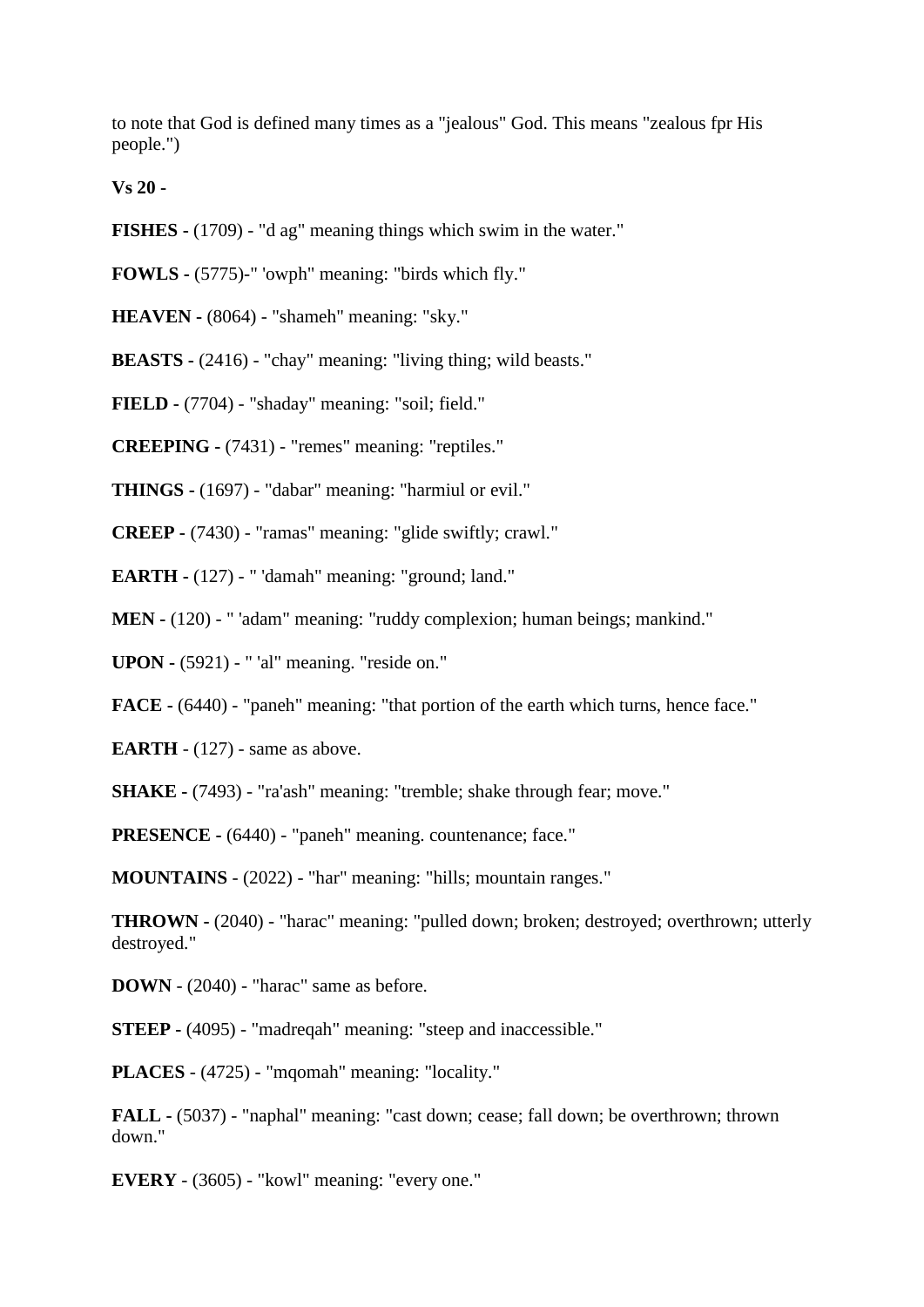to note that God is defined many times as a "jealous" God. This means "zealous fpr His people.")

**Vs 20 -**

**FISHES -** (1709) - "d ag" meaning things which swim in the water."

**FOWLS -** (5775)-" 'owph" meaning: "birds which fly."

**HEAVEN -** (8064) - "shameh" meaning: "sky."

**BEASTS -** (2416) - "chay" meaning: "living thing; wild beasts."

**FIELD -** (7704) - "shaday" meaning: "soil; field."

**CREEPING -** (7431) - "remes" meaning: "reptiles."

**THINGS -** (1697) - "dabar" meaning: "harmiul or evil."

**CREEP -** (7430) - "ramas" meaning: "glide swiftly; crawl."

**EARTH -** (127) - " 'damah" meaning: "ground; land."

**MEN -** (120) - " 'adam" meaning: "ruddy complexion; human beings; mankind."

**UPON -** (5921) - " 'al" meaning. "reside on."

**FACE -** (6440) - "paneh" meaning: "that portion of the earth which turns, hence face."

**EARTH** - (127) - same as above.

**SHAKE -** (7493) - "ra'ash" meaning: "tremble; shake through fear; move."

**PRESENCE** - (6440) - "paneh" meaning. countenance; face."

**MOUNTAINS** - (2022) - "har" meaning: "hills; mountain ranges."

**THROWN -** (2040) - "harac" meaning: "pulled down; broken; destroyed; overthrown; utterly destroyed."

**DOWN** - (2040) - "harac" same as before.

**STEEP -** (4095) - "madreqah" meaning: "steep and inaccessible."

**PLACES** - (4725) - "mqomah" meaning: "locality."

**FALL -** (5037) - "naphal" meaning: "cast down; cease; fall down; be overthrown; thrown down."

**EVERY** - (3605) - "kowl" meaning: "every one."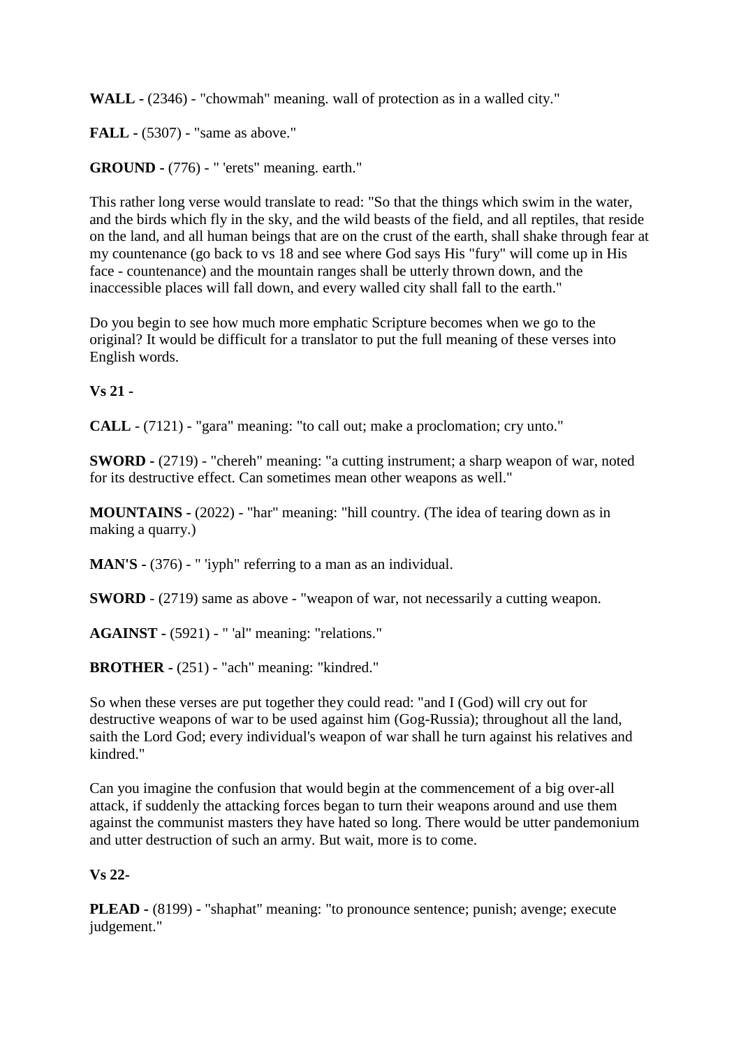**WALL -** (2346) - "chowmah" meaning. wall of protection as in a walled city."

**FALL -** (5307) - "same as above."

**GROUND -** (776) - " 'erets" meaning. earth."

This rather long verse would translate to read: "So that the things which swim in the water, and the birds which fly in the sky, and the wild beasts of the field, and all reptiles, that reside on the land, and all human beings that are on the crust of the earth, shall shake through fear at my countenance (go back to vs 18 and see where God says His "fury" will come up in His face - countenance) and the mountain ranges shall be utterly thrown down, and the inaccessible places will fall down, and every walled city shall fall to the earth."

Do you begin to see how much more emphatic Scripture becomes when we go to the original? It would be difficult for a translator to put the full meaning of these verses into English words.

**Vs 21 -**

**CALL** - (7121) - "gara" meaning: "to call out; make a proclomation; cry unto."

**SWORD -** (2719) - "chereh" meaning: "a cutting instrument; a sharp weapon of war, noted for its destructive effect. Can sometimes mean other weapons as well."

**MOUNTAINS -** (2022) - "har" meaning: "hill country. (The idea of tearing down as in making a quarry.)

**MAN'S -** (376) - " 'iyph" referring to a man as an individual.

**SWORD** - (2719) same as above - "weapon of war, not necessarily a cutting weapon.

**AGAINST -** (5921) - " 'al" meaning: "relations."

**BROTHER -** (251) - "ach" meaning: "kindred."

So when these verses are put together they could read: "and I (God) will cry out for destructive weapons of war to be used against him (Gog-Russia); throughout all the land, saith the Lord God; every individual's weapon of war shall he turn against his relatives and kindred."

Can you imagine the confusion that would begin at the commencement of a big over-all attack, if suddenly the attacking forces began to turn their weapons around and use them against the communist masters they have hated so long. There would be utter pandemonium and utter destruction of such an army. But wait, more is to come.

**Vs 22-**

**PLEAD -** (8199) - "shaphat" meaning: "to pronounce sentence; punish; avenge; execute judgement."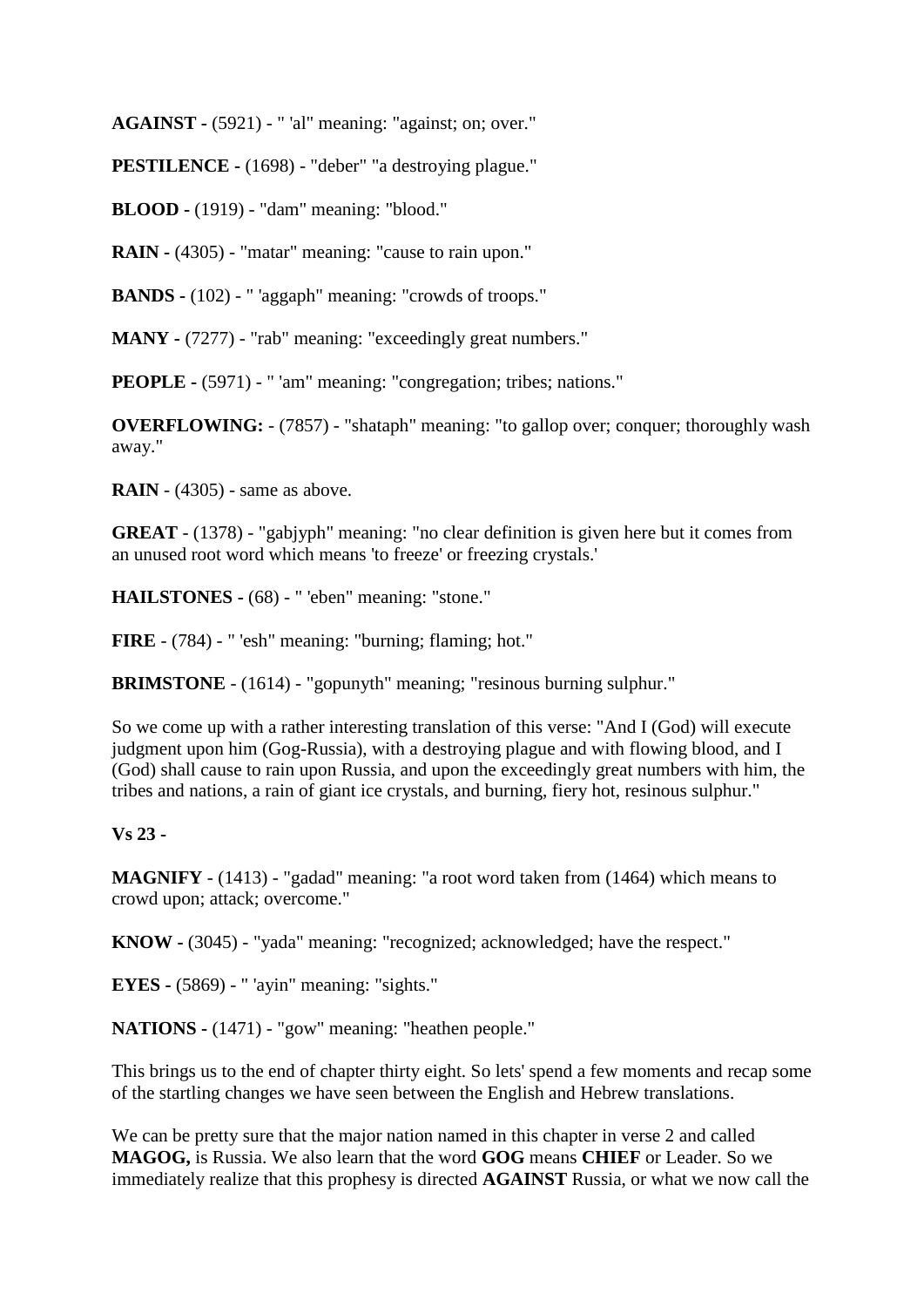**AGAINST -** (5921) - " 'al" meaning: "against; on; over."

**PESTILENCE -** (1698) - "deber" "a destroying plague."

**BLOOD -** (1919) - "dam" meaning: "blood."

**RAIN -** (4305) - "matar" meaning: "cause to rain upon."

**BANDS -** (102) - " 'aggaph" meaning: "crowds of troops."

**MANY -** (7277) - "rab" meaning: "exceedingly great numbers."

**PEOPLE -** (5971) - " 'am" meaning: "congregation; tribes; nations."

**OVERFLOWING:** - (7857) - "shataph" meaning: "to gallop over; conquer; thoroughly wash away."

**RAIN** - (4305) - same as above.

**GREAT** - (1378) - "gabjyph" meaning: "no clear definition is given here but it comes from an unused root word which means 'to freeze' or freezing crystals.'

**HAILSTONES -** (68) - " 'eben" meaning: "stone."

**FIRE** - (784) - " 'esh" meaning: "burning; flaming; hot."

**BRIMSTONE** - (1614) - "gopunyth" meaning; "resinous burning sulphur."

So we come up with a rather interesting translation of this verse: "And I (God) will execute judgment upon him (Gog-Russia), with a destroying plague and with flowing blood, and I (God) shall cause to rain upon Russia, and upon the exceedingly great numbers with him, the tribes and nations, a rain of giant ice crystals, and burning, fiery hot, resinous sulphur."

**Vs 23 -**

**MAGNIFY** - (1413) - "gadad" meaning: "a root word taken from (1464) which means to crowd upon; attack; overcome."

**KNOW -** (3045) - "yada" meaning: "recognized; acknowledged; have the respect."

**EYES -** (5869) - " 'ayin" meaning: "sights."

**NATIONS -** (1471) - "gow" meaning: "heathen people."

This brings us to the end of chapter thirty eight. So lets' spend a few moments and recap some of the startling changes we have seen between the English and Hebrew translations.

We can be pretty sure that the major nation named in this chapter in verse 2 and called **MAGOG,** is Russia. We also learn that the word **GOG** means **CHIEF** or Leader. So we immediately realize that this prophesy is directed **AGAINST** Russia, or what we now call the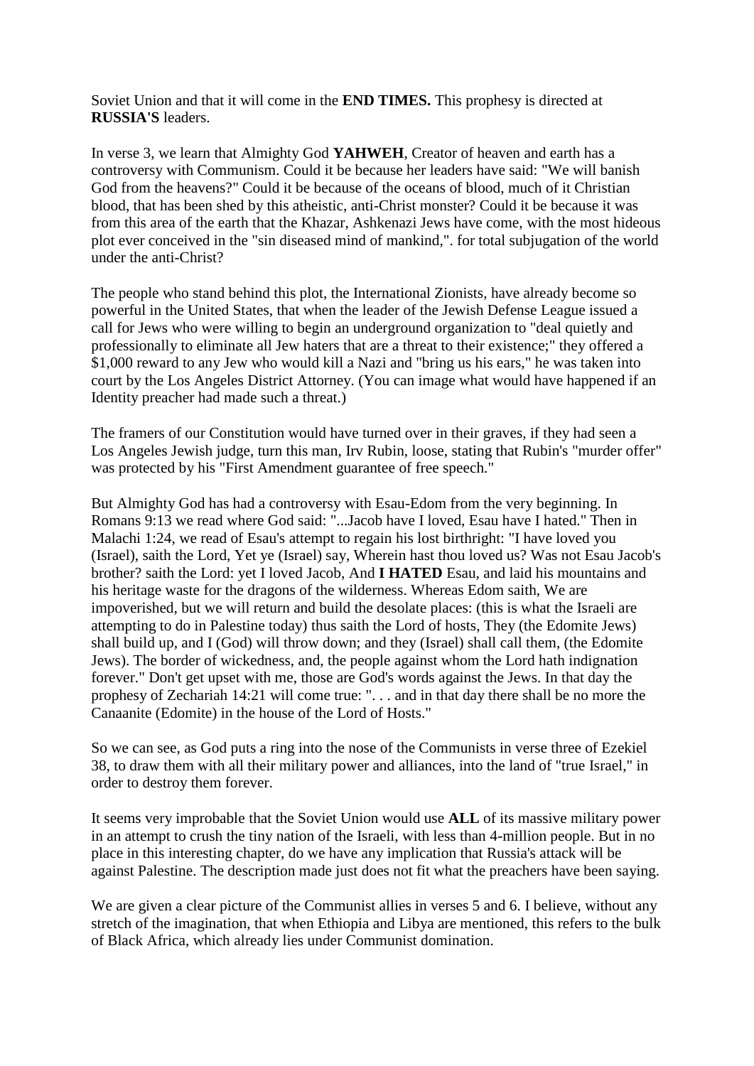Soviet Union and that it will come in the **END TIMES.** This prophesy is directed at **RUSSIA'S** leaders.

In verse 3, we learn that Almighty God **YAHWEH**, Creator of heaven and earth has a controversy with Communism. Could it be because her leaders have said: "We will banish God from the heavens?" Could it be because of the oceans of blood, much of it Christian blood, that has been shed by this atheistic, anti-Christ monster? Could it be because it was from this area of the earth that the Khazar, Ashkenazi Jews have come, with the most hideous plot ever conceived in the "sin diseased mind of mankind,". for total subjugation of the world under the anti-Christ?

The people who stand behind this plot, the International Zionists, have already become so powerful in the United States, that when the leader of the Jewish Defense League issued a call for Jews who were willing to begin an underground organization to "deal quietly and professionally to eliminate all Jew haters that are a threat to their existence;" they offered a $1,000 reward to any Jew who would kill a Nazi and "bring us his ears," he was taken into court by the Los Angeles District Attorney. (You can image what would have happened if an Identity preacher had made such a threat.)

The framers of our Constitution would have turned over in their graves, if they had seen a Los Angeles Jewish judge, turn this man, Irv Rubin, loose, stating that Rubin's "murder offer" was protected by his "First Amendment guarantee of free speech."

But Almighty God has had a controversy with Esau-Edom from the very beginning. In Romans 9:13 we read where God said: "...Jacob have I loved, Esau have I hated." Then in Malachi 1:24, we read of Esau's attempt to regain his lost birthright: "I have loved you (Israel), saith the Lord, Yet ye (Israel) say, Wherein hast thou loved us? Was not Esau Jacob's brother? saith the Lord: yet I loved Jacob, And **I HATED** Esau, and laid his mountains and his heritage waste for the dragons of the wilderness. Whereas Edom saith, We are impoverished, but we will return and build the desolate places: (this is what the Israeli are attempting to do in Palestine today) thus saith the Lord of hosts, They (the Edomite Jews) shall build up, and I (God) will throw down; and they (Israel) shall call them, (the Edomite Jews). The border of wickedness, and, the people against whom the Lord hath indignation forever." Don't get upset with me, those are God's words against the Jews. In that day the prophesy of Zechariah 14:21 will come true: ". . . and in that day there shall be no more the Canaanite (Edomite) in the house of the Lord of Hosts."

So we can see, as God puts a ring into the nose of the Communists in verse three of Ezekiel 38, to draw them with all their military power and alliances, into the land of "true Israel," in order to destroy them forever.

It seems very improbable that the Soviet Union would use **ALL** of its massive military power in an attempt to crush the tiny nation of the Israeli, with less than 4-million people. But in no place in this interesting chapter, do we have any implication that Russia's attack will be against Palestine. The description made just does not fit what the preachers have been saying.

We are given a clear picture of the Communist allies in verses 5 and 6. I believe, without any stretch of the imagination, that when Ethiopia and Libya are mentioned, this refers to the bulk of Black Africa, which already lies under Communist domination.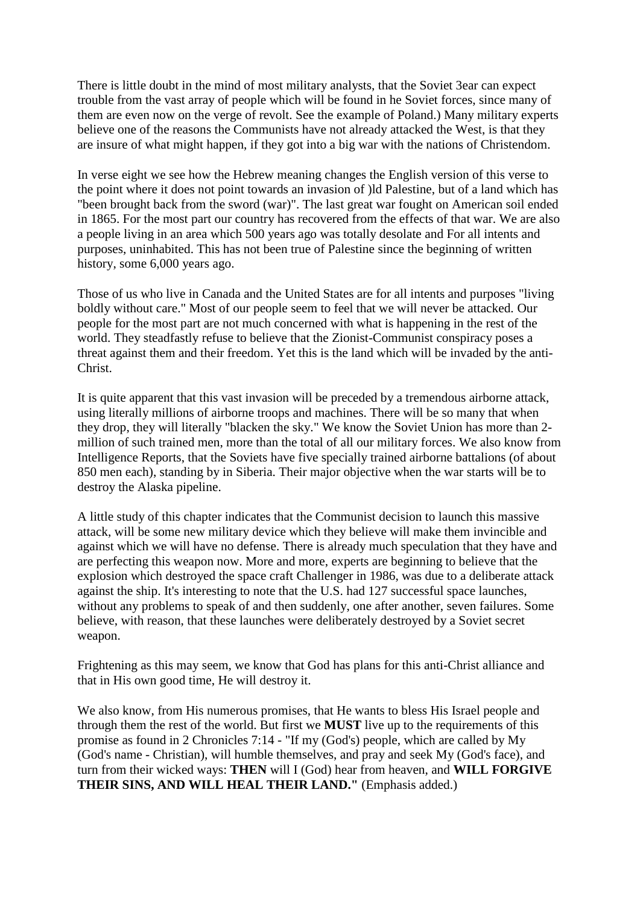There is little doubt in the mind of most military analysts, that the Soviet 3ear can expect trouble from the vast array of people which will be found in he Soviet forces, since many of them are even now on the verge of revolt. See the example of Poland.) Many military experts believe one of the reasons the Communists have not already attacked the West, is that they are insure of what might happen, if they got into a big war with the nations of Christendom.

In verse eight we see how the Hebrew meaning changes the English version of this verse to the point where it does not point towards an invasion of )ld Palestine, but of a land which has "been brought back from the sword (war)". The last great war fought on American soil ended in 1865. For the most part our country has recovered from the effects of that war. We are also a people living in an area which 500 years ago was totally desolate and For all intents and purposes, uninhabited. This has not been true of Palestine since the beginning of written history, some 6,000 years ago.

Those of us who live in Canada and the United States are for all intents and purposes "living boldly without care." Most of our people seem to feel that we will never be attacked. Our people for the most part are not much concerned with what is happening in the rest of the world. They steadfastly refuse to believe that the Zionist-Communist conspiracy poses a threat against them and their freedom. Yet this is the land which will be invaded by the anti-Christ.

It is quite apparent that this vast invasion will be preceded by a tremendous airborne attack, using literally millions of airborne troops and machines. There will be so many that when they drop, they will literally "blacken the sky." We know the Soviet Union has more than 2-million of such trained men, more than the total of all our military forces. We also know from Intelligence Reports, that the Soviets have five specially trained airborne battalions (of about 850 men each), standing by in Siberia. Their major objective when the war starts will be to destroy the Alaska pipeline.

A little study of this chapter indicates that the Communist decision to launch this massive attack, will be some new military device which they believe will make them invincible and against which we will have no defense. There is already much speculation that they have and are perfecting this weapon now. More and more, experts are beginning to believe that the explosion which destroyed the space craft Challenger in 1986, was due to a deliberate attack against the ship. It's interesting to note that the U.S. had 127 successful space launches, without any problems to speak of and then suddenly, one after another, seven failures. Some believe, with reason, that these launches were deliberately destroyed by a Soviet secret weapon.

Frightening as this may seem, we know that God has plans for this anti-Christ alliance and that in His own good time, He will destroy it.

We also know, from His numerous promises, that He wants to bless His Israel people and through them the rest of the world. But first we **MUST** live up to the requirements of this promise as found in 2 Chronicles 7:14 - "If my (God's) people, which are called by My (God's name - Christian), will humble themselves, and pray and seek My (God's face), and turn from their wicked ways: **THEN** will I (God) hear from heaven, and **WILL FORGIVE THEIR SINS, AND WILL HEAL THEIR LAND."** (Emphasis added.)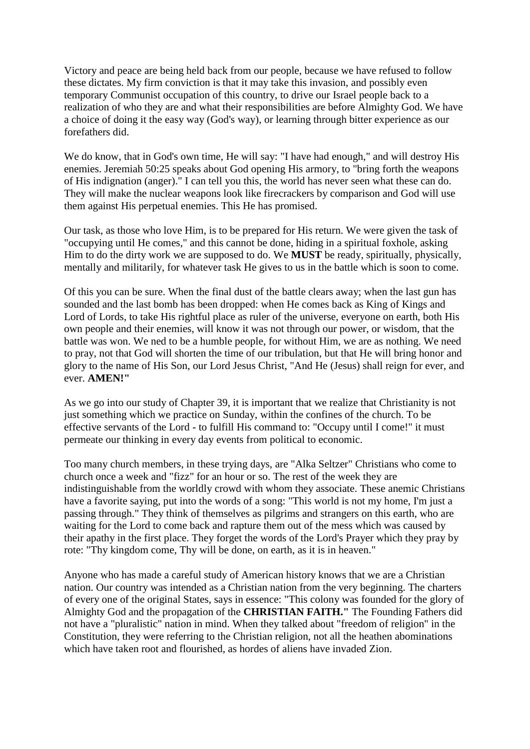Victory and peace are being held back from our people, because we have refused to follow these dictates. My firm conviction is that it may take this invasion, and possibly even temporary Communist occupation of this country, to drive our Israel people back to a realization of who they are and what their responsibilities are before Almighty God. We have a choice of doing it the easy way (God's way), or learning through bitter experience as our forefathers did.

We do know, that in God's own time, He will say: "I have had enough," and will destroy His enemies. Jeremiah 50:25 speaks about God opening His armory, to "bring forth the weapons of His indignation (anger)." I can tell you this, the world has never seen what these can do. They will make the nuclear weapons look like firecrackers by comparison and God will use them against His perpetual enemies. This He has promised.

Our task, as those who love Him, is to be prepared for His return. We were given the task of "occupying until He comes," and this cannot be done, hiding in a spiritual foxhole, asking Him to do the dirty work we are supposed to do. We **MUST** be ready, spiritually, physically, mentally and militarily, for whatever task He gives to us in the battle which is soon to come.

Of this you can be sure. When the final dust of the battle clears away; when the last gun has sounded and the last bomb has been dropped: when He comes back as King of Kings and Lord of Lords, to take His rightful place as ruler of the universe, everyone on earth, both His own people and their enemies, will know it was not through our power, or wisdom, that the battle was won. We ned to be a humble people, for without Him, we are as nothing. We need to pray, not that God will shorten the time of our tribulation, but that He will bring honor and glory to the name of His Son, our Lord Jesus Christ, "And He (Jesus) shall reign for ever, and ever. **AMEN!"**

As we go into our study of Chapter 39, it is important that we realize that Christianity is not just something which we practice on Sunday, within the confines of the church. To be effective servants of the Lord - to fulfill His command to: "Occupy until I come!" it must permeate our thinking in every day events from political to economic.

Too many church members, in these trying days, are "Alka Seltzer" Christians who come to church once a week and "fizz" for an hour or so. The rest of the week they are indistinguishable from the worldly crowd with whom they associate. These anemic Christians have a favorite saying, put into the words of a song: "This world is not my home, I'm just a passing through." They think of themselves as pilgrims and strangers on this earth, who are waiting for the Lord to come back and rapture them out of the mess which was caused by their apathy in the first place. They forget the words of the Lord's Prayer which they pray by rote: "Thy kingdom come, Thy will be done, on earth, as it is in heaven."

Anyone who has made a careful study of American history knows that we are a Christian nation. Our country was intended as a Christian nation from the very beginning. The charters of every one of the original States, says in essence: "This colony was founded for the glory of Almighty God and the propagation of the **CHRISTIAN FAITH."** The Founding Fathers did not have a "pluralistic" nation in mind. When they talked about "freedom of religion" in the Constitution, they were referring to the Christian religion, not all the heathen abominations which have taken root and flourished, as hordes of aliens have invaded Zion.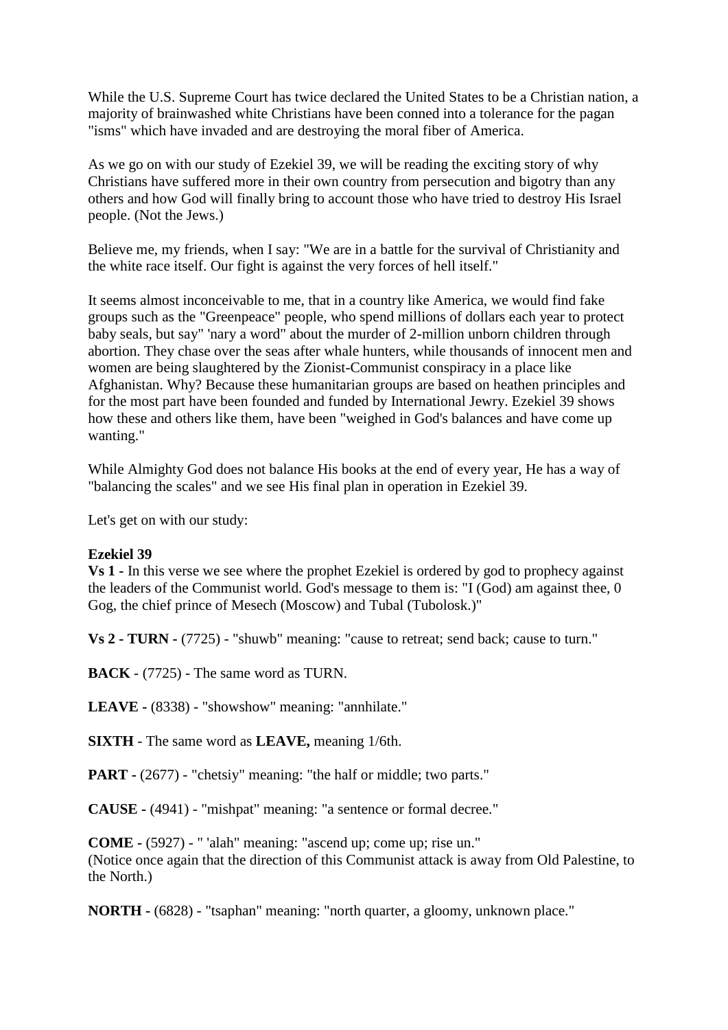While the U.S. Supreme Court has twice declared the United States to be a Christian nation, a majority of brainwashed white Christians have been conned into a tolerance for the pagan "isms" which have invaded and are destroying the moral fiber of America.

As we go on with our study of Ezekiel 39, we will be reading the exciting story of why Christians have suffered more in their own country from persecution and bigotry than any others and how God will finally bring to account those who have tried to destroy His Israel people. (Not the Jews.)

Believe me, my friends, when I say: "We are in a battle for the survival of Christianity and the white race itself. Our fight is against the very forces of hell itself."

It seems almost inconceivable to me, that in a country like America, we would find fake groups such as the "Greenpeace" people, who spend millions of dollars each year to protect baby seals, but say" 'nary a word" about the murder of 2-million unborn children through abortion. They chase over the seas after whale hunters, while thousands of innocent men and women are being slaughtered by the Zionist-Communist conspiracy in a place like Afghanistan. Why? Because these humanitarian groups are based on heathen principles and for the most part have been founded and funded by International Jewry. Ezekiel 39 shows how these and others like them, have been "weighed in God's balances and have come up wanting."

While Almighty God does not balance His books at the end of every year, He has a way of "balancing the scales" and we see His final plan in operation in Ezekiel 39.

Let's get on with our study:

**Ezekiel 39**
**Vs 1 -** In this verse we see where the prophet Ezekiel is ordered by god to prophecy against the leaders of the Communist world. God's message to them is: "I (God) am against thee, 0 Gog, the chief prince of Mesech (Moscow) and Tubal (Tubolosk.)"

**Vs 2 - TURN -** (7725) - "shuwb" meaning: "cause to retreat; send back; cause to turn."

**BACK** - (7725) - The same word as TURN.

**LEAVE -** (8338) - "showshow" meaning: "annhilate."

**SIXTH** - The same word as **LEAVE,** meaning 1/6th.

**PART -** (2677) - "chetsiy" meaning: "the half or middle; two parts."

**CAUSE -** (4941) - "mishpat" meaning: "a sentence or formal decree."

**COME -** (5927) - " 'alah" meaning: "ascend up; come up; rise un."
(Notice once again that the direction of this Communist attack is away from Old Palestine, to the North.)

**NORTH -** (6828) - "tsaphan" meaning: "north quarter, a gloomy, unknown place."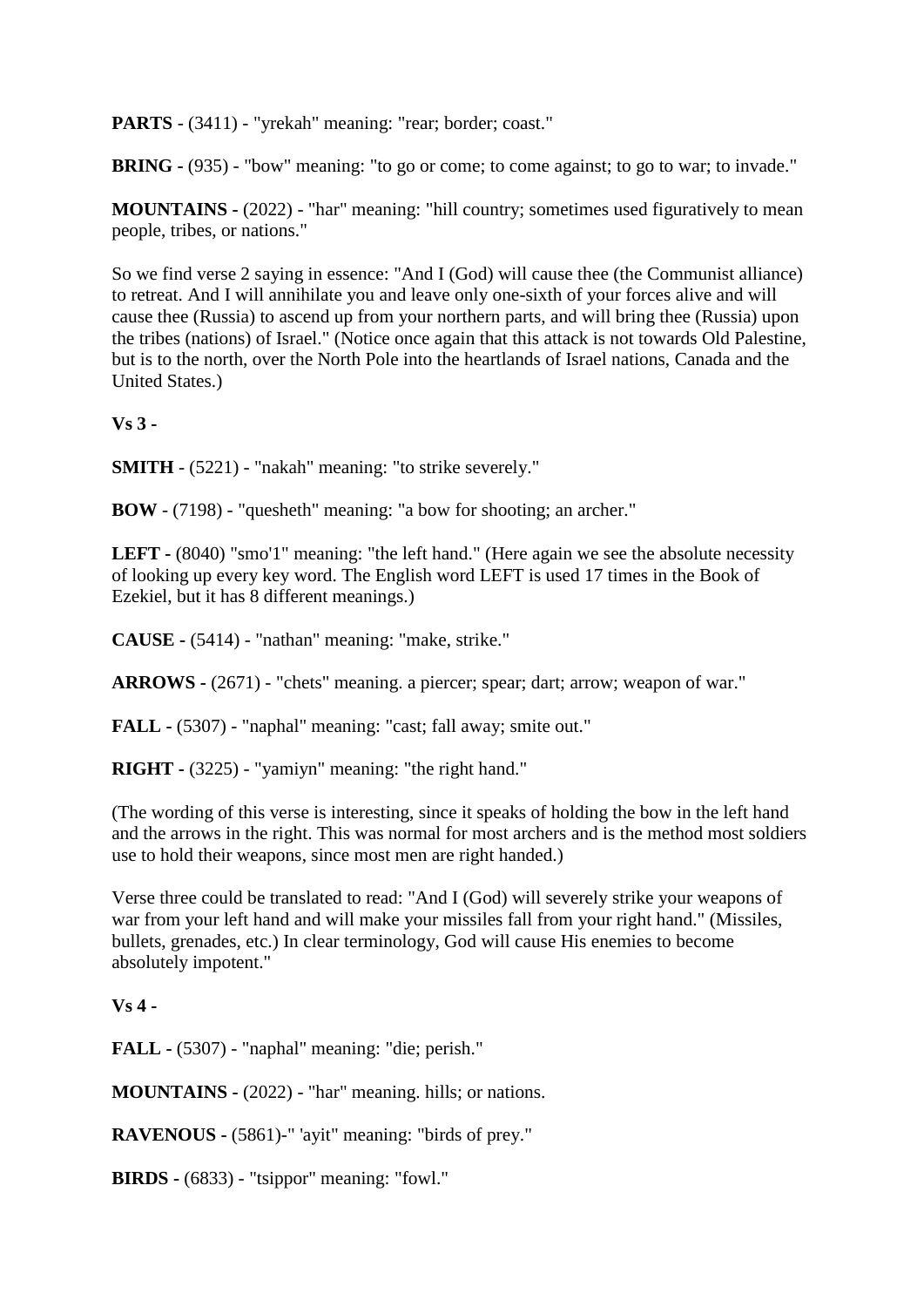**PARTS** - (3411) - "yrekah" meaning: "rear; border; coast."

**BRING -** (935) - "bow" meaning: "to go or come; to come againsst; to go to war; to invade."

**MOUNTAINS -** (2022) - "har" meaning: "hill country; sometimes used figuratively to mean people, tribes, or nations."

So we find verse 2 saying in essence: "And I (God) will cause thee (the Communist alliance) to retreat. And I will annihilate you and leave only one-sixth of your forces alive and will cause thee (Russia) to ascend up from your northern parts, and will bring thee (Russia) upon the tribes (nations) of Israel." (Notice once again that this attack is not towards Old Palestine, but is to the north, over the North Pole into the heartlands of Israel nations, Canada and the United States.)

**Vs 3 -**

**SMITH** - (5221) - "nakah" meaning: "to strike severely."

**BOW** - (7198) - "quesheth" meaning: "a bow for shooting; an archer."

**LEFT -** (8040) "smo'1" meaning: "the left hand." (Here again we see the absolute necessity of looking up every key word. The English word LEFT is used 17 times in the Book of Ezekiel, but it has 8 different meanings.)

**CAUSE -** (5414) - "nathan" meaning: "make, strike."

**ARROWS -** (2671) - "chets" meaning. a piercer; spear; dart; arrow; weapon of war."

**FALL -** (5307) - "naphal" meaning: "cast; fall away; smite out."

**RIGHT -** (3225) - "yamiyn" meaning: "the right hand."

(The wording of this verse is interesting, since it speaks of holding the bow in the left hand and the arrows in the right. This was normal for most archers and is the method most soldiers use to hold their weapons, since most men are right handed.)

Verse three could be translated to read: "And I (God) will severely strike your weapons of war from your left hand and will make your missiles fall from your right hand." (Missiles, bullets, grenades, etc.) In clear terminology, God will cause His enemies to become absolutely impotent."

**Vs 4 -**

**FALL -** (5307) - "naphal" meaning: "die; perish."

**MOUNTAINS -** (2022) - "har" meaning. hills; or nations.

**RAVENOUS -** (5861)-" 'ayit" meaning: "birds of prey."

**BIRDS -** (6833) - "tsippor" meaning: "fowl."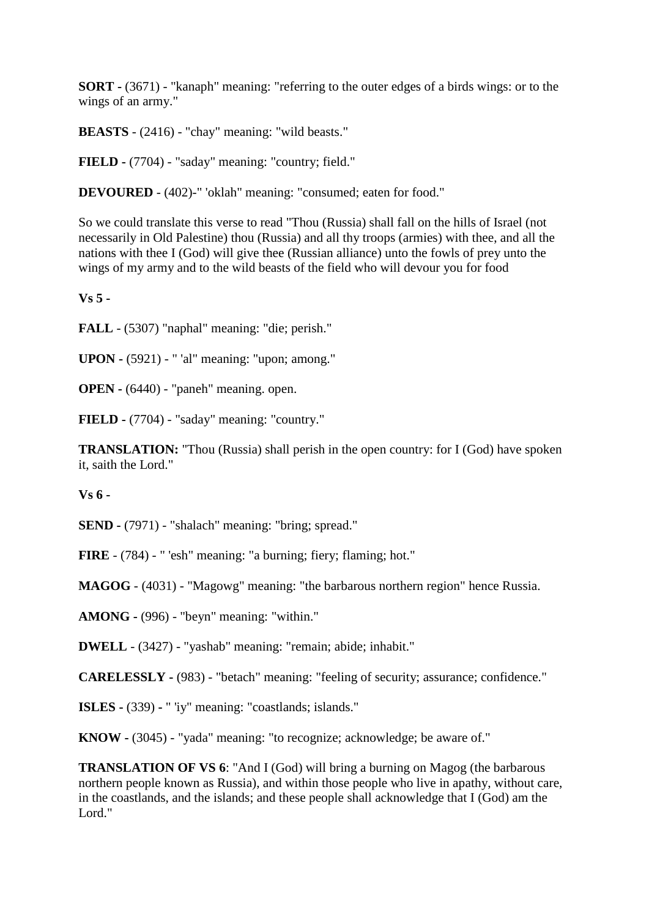**SORT -** (3671) - "kanaph" meaning: "referring to the outer edges of a birds wings: or to the wings of an army."

**BEASTS** - (2416) - "chay" meaning: "wild beasts."

**FIELD -** (7704) - "saday" meaning: "country; field."

**DEVOURED** - (402)-" 'oklah" meaning: "consumed; eaten for food."

So we could translate this verse to read "Thou (Russia) shall fall on the hills of Israel (not necessarily in Old Palestine) thou (Russia) and all thy troops (armies) with thee, and all the nations with thee I (God) will give thee (Russian alliance) unto the fowls of prey unto the wings of my army and to the wild beasts of the field who will devour you for food

**Vs 5 -**

**FALL** - (5307) "naphal" meaning: "die; perish."

**UPON -** (5921) - " 'al" meaning: "upon; among."

**OPEN -** (6440) - "paneh" meaning. open.

**FIELD -** (7704) - "saday" meaning: "country."

**TRANSLATION:** "Thou (Russia) shall perish in the open country: for I (God) have spoken it, saith the Lord."

**Vs 6 -**

**SEND -** (7971) - "shalach" meaning: "bring; spread."

**FIRE** - (784) - " 'esh" meaning: "a burning; fiery; flaming; hot."

**MAGOG** - (4031) - "Magowg" meaning: "the barbarous northern region" hence Russia.

**AMONG -** (996) - "beyn" meaning: "within."

**DWELL** - (3427) - "yashab" meaning: "remain; abide; inhabit."

**CARELESSLY -** (983) - "betach" meaning: "feeling of security; assurance; confidence."

**ISLES -** (339) - " 'iy" meaning: "coastlands; islands."

**KNOW -** (3045) - "yada" meaning: "to recognize; acknowledge; be aware of."

**TRANSLATION OF VS 6**: "And I (God) will bring a burning on Magog (the barbarous northern people known as Russia), and within those people who live in apathy, without care, in the coastlands, and the islands; and these people shall acknowledge that I (God) am the Lord."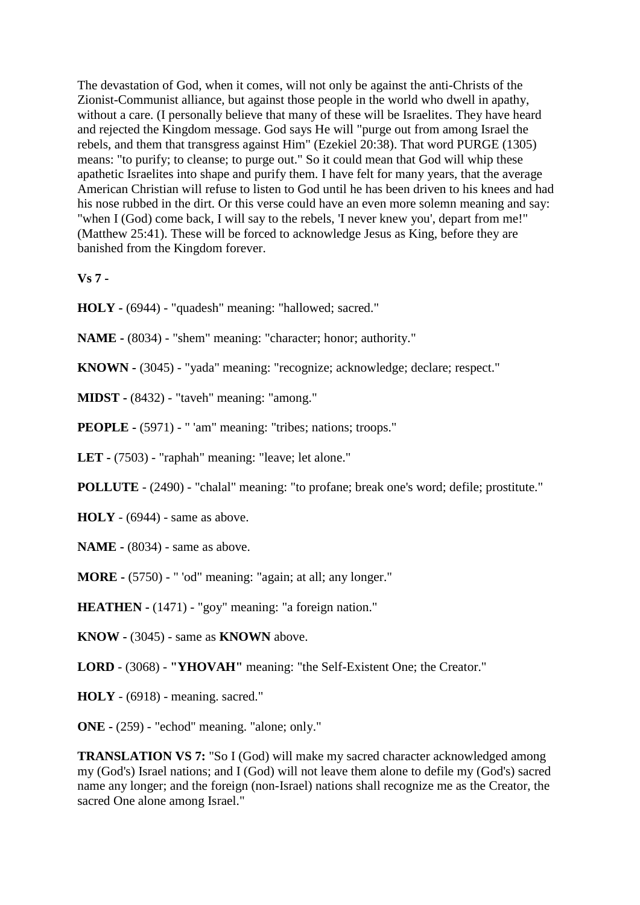The devastation of God, when it comes, will not only be against the anti-Christs of the Zionist-Communist alliance, but against those people in the world who dwell in apathy, without a care. (I personally believe that many of these will be Israelites. They have heard and rejected the Kingdom message. God says He will "purge out from among Israel the rebels, and them that transgress against Him" (Ezekiel 20:38). That word PURGE (1305) means: "to purify; to cleanse; to purge out." So it could mean that God will whip these apathetic Israelites into shape and purify them. I have felt for many years, that the average American Christian will refuse to listen to God until he has been driven to his knees and had his nose rubbed in the dirt. Or this verse could have an even more solemn meaning and say: "when I (God) come back, I will say to the rebels, 'I never knew you', depart from me!" (Matthew 25:41). These will be forced to acknowledge Jesus as King, before they are banished from the Kingdom forever.

**Vs 7 -**

**HOLY -** (6944) - "quadesh" meaning: "hallowed; sacred."

**NAME -** (8034) - "shem" meaning: "character; honor; authority."

**KNOWN -** (3045) - "yada" meaning: "recognize; acknowledge; declare; respect."

**MIDST -** (8432) - "taveh" meaning: "among."

**PEOPLE -** (5971) - " 'am" meaning: "tribes; nations; troops."

**LET -** (7503) - "raphah" meaning: "leave; let alone."

**POLLUTE** - (2490) - "chalal" meaning: "to profane; break one's word; defile; prostitute."

**HOLY** - (6944) - same as above.

**NAME -** (8034) - same as above.

**MORE -** (5750) - " 'od" meaning: "again; at all; any longer."

**HEATHEN -** (1471) - "goy" meaning: "a foreign nation."

**KNOW -** (3045) - same as **KNOWN** above.

**LORD** - (3068) - **"YHOVAH"** meaning: "the Self-Existent One; the Creator."

**HOLY** - (6918) - meaning. sacred."

**ONE -** (259) - "echod" meaning. "alone; only."

**TRANSLATION VS 7:** "So I (God) will make my sacred character acknowledged among my (God's) Israel nations; and I (God) will not leave them alone to defile my (God's) sacred name any longer; and the foreign (non-Israel) nations shall recognize me as the Creator, the sacred One alone among Israel."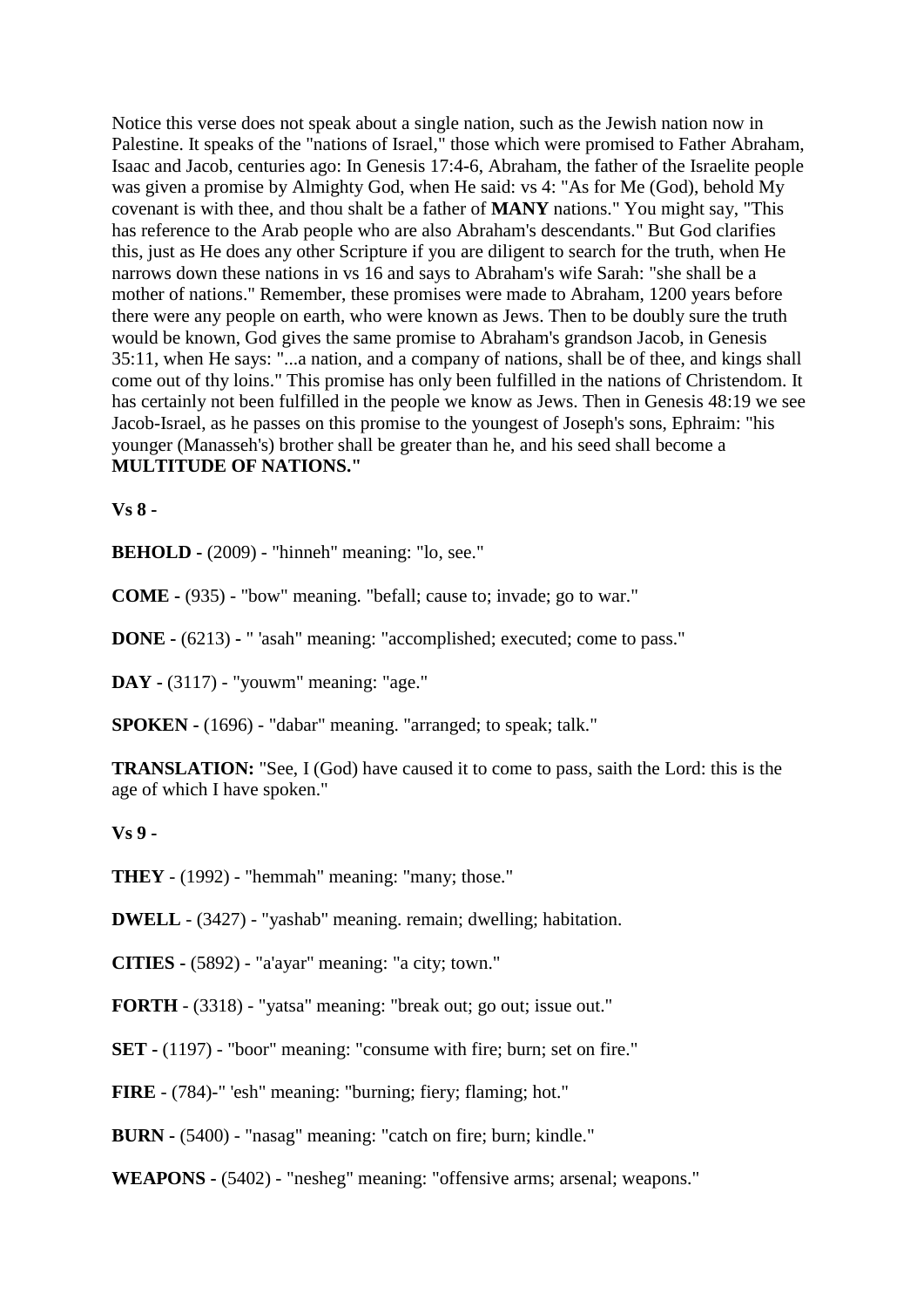Notice this verse does not speak about a single nation, such as the Jewish nation now in Palestine. It speaks of the "nations of Israel," those which were promised to Father Abraham, Isaac and Jacob, centuries ago: In Genesis 17:4-6, Abraham, the father of the Israelite people was given a promise by Almighty God, when He said: vs 4: "As for Me (God), behold My covenant is with thee, and thou shalt be a father of **MANY** nations." You might say, "This has reference to the Arab people who are also Abraham's descendants." But God clarifies this, just as He does any other Scripture if you are diligent to search for the truth, when He narrows down these nations in vs 16 and says to Abraham's wife Sarah: "she shall be a mother of nations." Remember, these promises were made to Abraham, 1200 years before there were any people on earth, who were known as Jews. Then to be doubly sure the truth would be known, God gives the same promise to Abraham's grandson Jacob, in Genesis 35:11, when He says: "...a nation, and a company of nations, shall be of thee, and kings shall come out of thy loins." This promise has only been fulfilled in the nations of Christendom. It has certainly not been fulfilled in the people we know as Jews. Then in Genesis 48:19 we see Jacob-Israel, as he passes on this promise to the youngest of Joseph's sons, Ephraim: "his younger (Manasseh's) brother shall be greater than he, and his seed shall become a **MULTITUDE OF NATIONS."**

**Vs 8 -**

**BEHOLD -** (2009) - "hinneh" meaning: "lo, see."

**COME -** (935) - "bow" meaning. "befall; cause to; invade; go to war."

**DONE -** (6213) **-** " 'asah" meaning: "accomplished; executed; come to pass."

**DAY -** (3117) - "youwm" meaning: "age."

**SPOKEN -** (1696) - "dabar" meaning. "arranged; to speak; talk."

**TRANSLATION:** "See, I (God) have caused it to come to pass, saith the Lord: this is the age of which I have spoken."

**Vs 9 -**

**THEY** - (1992) - "hemmah" meaning: "many; those."

**DWELL** - (3427) - "yashab" meaning. remain; dwelling; habitation.

**CITIES -** (5892) - "a'ayar" meaning: "a city; town."

**FORTH** - (3318) - "yatsa" meaning: "break out; go out; issue out."

**SET -** (1197) - "boor" meaning: "consume with fire; burn; set on fire."

**FIRE** - (784)-" 'esh" meaning: "burning; fiery; flaming; hot."

**BURN -** (5400) - "nasag" meaning: "catch on fire; burn; kindle."

**WEAPONS -** (5402) - "nesheg" meaning: "offensive arms; arsenal; weapons."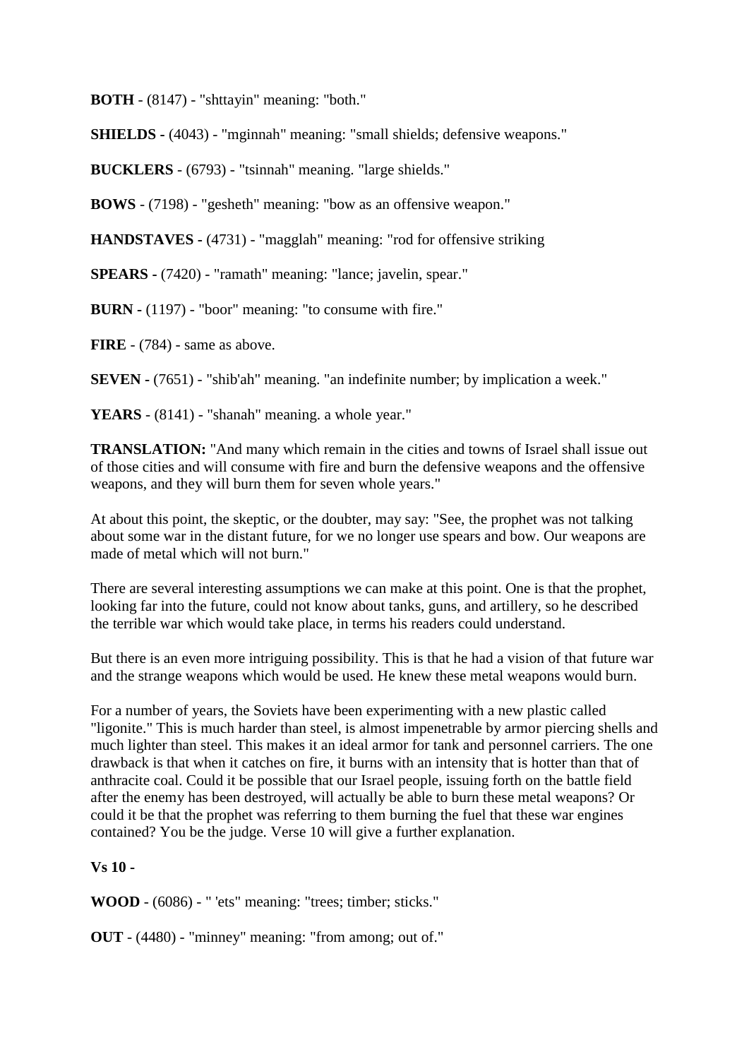**BOTH** - (8147) - "shttayin" meaning: "both."

**SHIELDS -** (4043) - "mginnah" meaning: "small shields; defensive weapons."

**BUCKLERS** - (6793) - "tsinnah" meaning. "large shields."

**BOWS** - (7198) - "gesheth" meaning: "bow as an offensive weapon."

**HANDSTAVES -** (4731) - "magglah" meaning: "rod for offensive striking

**SPEARS -** (7420) - "ramath" meaning: "lance; javelin, spear."

**BURN -** (1197) - "boor" meaning: "to consume with fire."

**FIRE** - (784) - same as above.

**SEVEN -** (7651) - "shib'ah" meaning. "an indefinite number; by implication a week."

**YEARS** - (8141) - "shanah" meaning. a whole year."

**TRANSLATION:** "And many which remain in the cities and towns of Israel shall issue out of those cities and will consume with fire and burn the defensive weapons and the offensive weapons, and they will burn them for seven whole years."

At about this point, the skeptic, or the doubter, may say: "See, the prophet was not talking about some war in the distant future, for we no longer use spears and bow. Our weapons are made of metal which will not burn."

There are several interesting assumptions we can make at this point. One is that the prophet, looking far into the future, could not know about tanks, guns, and artillery, so he described the terrible war which would take place, in terms his readers could understand.

But there is an even more intriguing possibility. This is that he had a vision of that future war and the strange weapons which would be used. He knew these metal weapons would burn.

For a number of years, the Soviets have been experimenting with a new plastic called "ligonite." This is much harder than steel, is almost impenetrable by armor piercing shells and much lighter than steel. This makes it an ideal armor for tank and personnel carriers. The one drawback is that when it catches on fire, it burns with an intensity that is hotter than that of anthracite coal. Could it be possible that our Israel people, issuing forth on the battle field after the enemy has been destroyed, will actually be able to burn these metal weapons? Or could it be that the prophet was referring to them burning the fuel that these war engines contained? You be the judge. Verse 10 will give a further explanation.

**Vs 10 -**

**WOOD** - (6086) - " 'ets" meaning: "trees; timber; sticks."

**OUT** - (4480) - "minney" meaning: "from among; out of."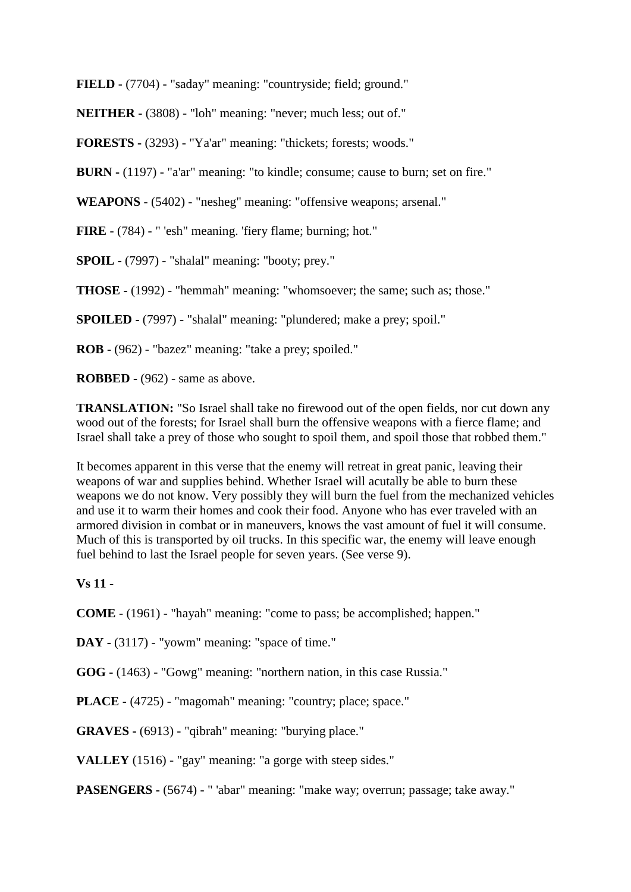**FIELD** - (7704) - "saday" meaning: "countryside; field; ground."

**NEITHER** - (3808) - "loh" meaning: "never; much less; out of."

**FORESTS** - (3293) - "Ya'ar" meaning: "thickets; forests; woods."

**BURN** - (1197) - "a'ar" meaning: "to kindle; consume; cause to burn; set on fire."

**WEAPONS** - (5402) - "nesheg" meaning: "offensive weapons; arsenal."

**FIRE** - (784) - " 'esh" meaning. 'fiery flame; burning; hot."

**SPOIL** - (7997) - "shalal" meaning: "booty; prey."

**THOSE** - (1992) - "hemmah" meaning: "whomsoever; the same; such as; those."

**SPOILED** - (7997) - "shalal" meaning: "plundered; make a prey; spoil."

**ROB** - (962) - "bazez" meaning: "take a prey; spoiled."

**ROBBED** - (962) - same as above.

**TRANSLATION:** "So Israel shall take no firewood out of the open fields, nor cut down any wood out of the forests; for Israel shall burn the offensive weapons with a fierce flame; and Israel shall take a prey of those who sought to spoil them, and spoil those that robbed them."

It becomes apparent in this verse that the enemy will retreat in great panic, leaving their weapons of war and supplies behind. Whether Israel will acutally be able to burn these weapons we do not know. Very possibly they will burn the fuel from the mechanized vehicles and use it to warm their homes and cook their food. Anyone who has ever traveled with an armored division in combat or in maneuvers, knows the vast amount of fuel it will consume. Much of this is transported by oil trucks. In this specific war, the enemy will leave enough fuel behind to last the Israel people for seven years. (See verse 9).

**Vs 11 -**

**COME** - (1961) - "hayah" meaning: "come to pass; be accomplished; happen."

**DAY** - (3117) - "yowm" meaning: "space of time."

**GOG** - (1463) - "Gowg" meaning: "northern nation, in this case Russia."

**PLACE** - (4725) - "magomah" meaning: "country; place; space."

**GRAVES** - (6913) - "qibrah" meaning: "burying place."

**VALLEY** (1516) - "gay" meaning: "a gorge with steep sides."

**PASENGERS** - (5674) - " 'abar" meaning: "make way; overrun; passage; take away."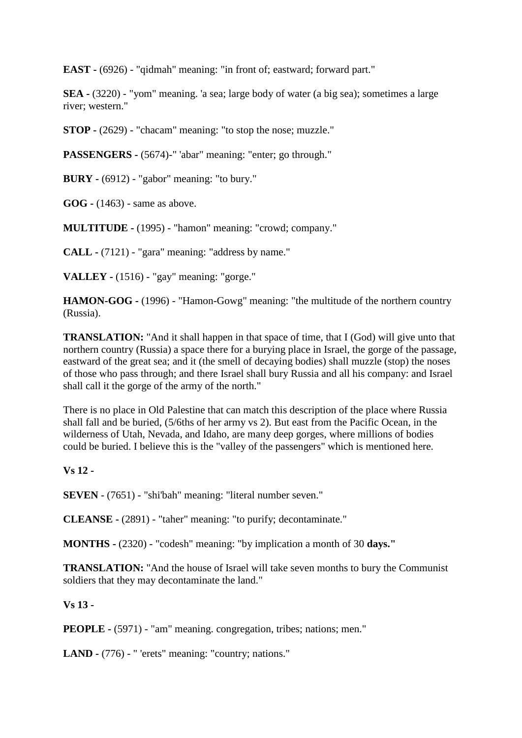**EAST -** (6926) - "qidmah" meaning: "in front of; eastward; forward part."

**SEA -** (3220) - "yom" meaning. 'a sea; large body of water (a big sea); sometimes a large river; western."

**STOP -** (2629) - "chacam" meaning: "to stop the nose; muzzle."

**PASSENGERS -** (5674)-" 'abar" meaning: "enter; go through."

**BURY -** (6912) - "gabor" meaning: "to bury."

**GOG -** (1463) - same as above.

**MULTITUDE -** (1995) - "hamon" meaning: "crowd; company."

**CALL -** (7121) - "gara" meaning: "address by name."

**VALLEY -** (1516) - "gay" meaning: "gorge."

**HAMON-GOG -** (1996) - "Hamon-Gowg" meaning: "the multitude of the northern country (Russia).

**TRANSLATION:** "And it shall happen in that space of time, that I (God) will give unto that northern country (Russia) a space there for a burying place in Israel, the gorge of the passage, eastward of the great sea; and it (the smell of decaying bodies) shall muzzle (stop) the noses of those who pass through; and there Israel shall bury Russia and all his company: and Israel shall call it the gorge of the army of the north."

There is no place in Old Palestine that can match this description of the place where Russia shall fall and be buried, (5/6ths of her army vs 2). But east from the Pacific Ocean, in the wilderness of Utah, Nevada, and Idaho, are many deep gorges, where millions of bodies could be buried. I believe this is the "valley of the passengers" which is mentioned here.

**Vs 12 -**

**SEVEN** - (7651) - "shi'bah" meaning: "literal number seven."

**CLEANSE -** (2891) - "taher" meaning: "to purify; decontaminate."

**MONTHS -** (2320) - "codesh" meaning: "by implication a month of 30 **days."**

**TRANSLATION:** "And the house of Israel will take seven months to bury the Communist soldiers that they may decontaminate the land."

**Vs 13 -**

**PEOPLE -** (5971) - "am" meaning. congregation, tribes; nations; men."

**LAND -** (776) - " 'erets" meaning: "country; nations."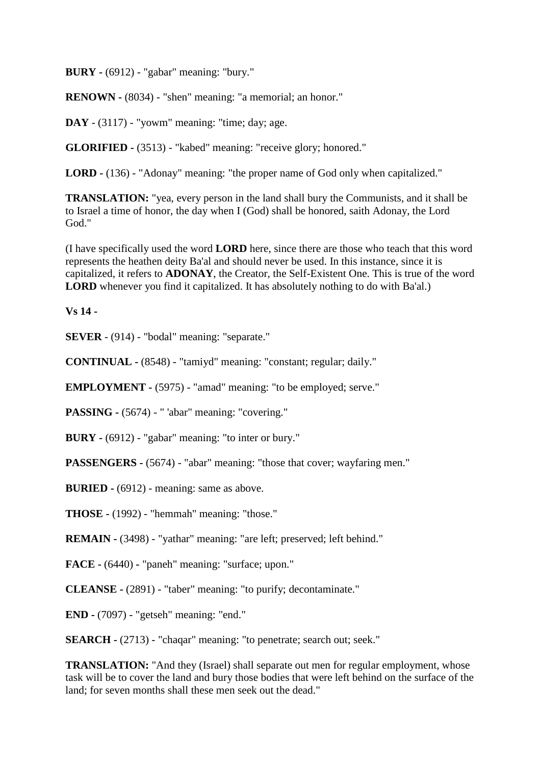**BURY -** (6912) - "gabar" meaning: "bury."

**RENOWN -** (8034) - "shen" meaning: "a memorial; an honor."

**DAY -** (3117) - "yowm" meaning: "time; day; age.

**GLORIFIED -** (3513) - "kabed" meaning: "receive glory; honored."

**LORD -** (136) - "Adonay" meaning: "the proper name of God only when capitalized."

**TRANSLATION:** "yea, every person in the land shall bury the Communists, and it shall be to Israel a time of honor, the day when I (God) shall be honored, saith Adonay, the Lord God."

(I have specifically used the word **LORD** here, since there are those who teach that this word represents the heathen deity Ba'al and should never be used. In this instance, since it is capitalized, it refers to **ADONAY**, the Creator, the Self-Existent One. This is true of the word **LORD** whenever you find it capitalized. It has absolutely nothing to do with Ba'al.)

**Vs 14 -**

**SEVER** - (914) - "bodal" meaning: "separate."

**CONTINUAL -** (8548) - "tamiyd" meaning: "constant; regular; daily."

**EMPLOYMENT -** (5975) - "amad" meaning: "to be employed; serve."

**PASSING -** (5674) - " 'abar" meaning: "covering."

**BURY -** (6912) - "gabar" meaning: "to inter or bury."

**PASSENGERS -** (5674) - "abar" meaning: "those that cover; wayfaring men."

**BURIED -** (6912) - meaning: same as above.

**THOSE -** (1992) - "hemmah" meaning: "those."

**REMAIN -** (3498) - "yathar" meaning: "are left; preserved; left behind."

**FACE -** (6440) - "paneh" meaning: "surface; upon."

**CLEANSE -** (2891) - "taber" meaning: "to purify; decontaminate."

**END -** (7097) - "getseh" meaning: "end."

**SEARCH -** (2713) - "chaqar" meaning: "to penetrate; search out; seek."

**TRANSLATION:** "And they (Israel) shall separate out men for regular employment, whose task will be to cover the land and bury those bodies that were left behind on the surface of the land; for seven months shall these men seek out the dead."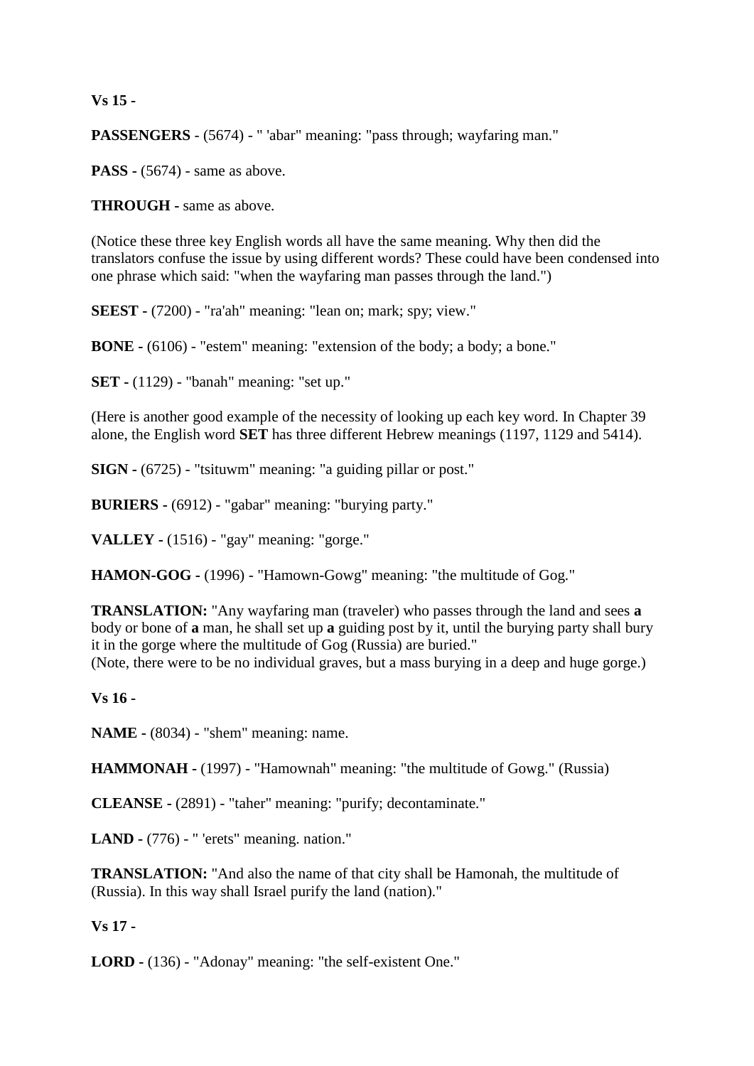**Vs 15 -**

**PASSENGERS** - (5674) - " 'abar" meaning: "pass through; wayfaring man."

**PASS -** (5674) - same as above.

**THROUGH -** same as above.

(Notice these three key English words all have the same meaning. Why then did the translators confuse the issue by using different words? These could have been condensed into one phrase which said: "when the wayfaring man passes through the land.")

**SEEST -** (7200) - "ra'ah" meaning: "lean on; mark; spy; view."

**BONE -** (6106) - "estem" meaning: "extension of the body; a body; a bone."

**SET -** (1129) - "banah" meaning: "set up."

(Here is another good example of the necessity of looking up each key word. In Chapter 39 alone, the English word **SET** has three different Hebrew meanings (1197, 1129 and 5414).

**SIGN -** (6725) - "tsituwm" meaning: "a guiding pillar or post."

**BURIERS -** (6912) - "gabar" meaning: "burying party."

**VALLEY -** (1516) - "gay" meaning: "gorge."

**HAMON-GOG -** (1996) - "Hamown-Gowg" meaning: "the multitude of Gog."

**TRANSLATION:** "Any wayfaring man (traveler) who passes through the land and sees **a** body or bone of **a** man, he shall set up **a** guiding post by it, until the burying party shall bury it in the gorge where the multitude of Gog (Russia) are buried."
(Note, there were to be no individual graves, but a mass burying in a deep and huge gorge.)

**Vs 16 -**

**NAME -** (8034) - "shem" meaning: name.

**HAMMONAH -** (1997) - "Hamownah" meaning: "the multitude of Gowg." (Russia)

**CLEANSE -** (2891) - "taher" meaning: "purify; decontaminate."

**LAND -** (776) - " 'erets" meaning. nation."

**TRANSLATION:** "And also the name of that city shall be Hamonah, the multitude of (Russia). In this way shall Israel purify the land (nation)."

**Vs 17 -**

**LORD -** (136) - "Adonay" meaning: "the self-existent One."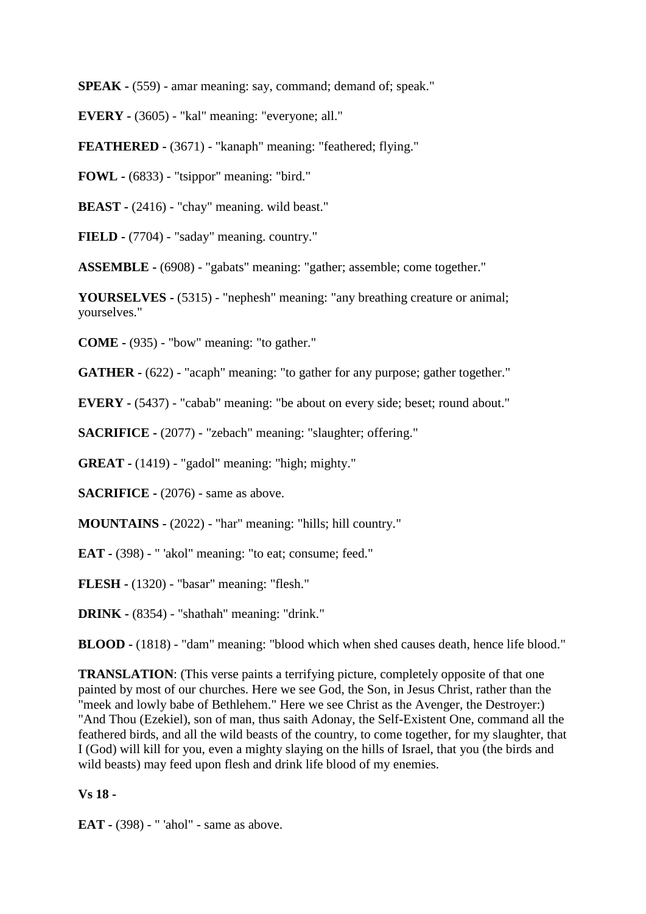**SPEAK -** (559) - amar meaning: say, command; demand of; speak."

**EVERY -** (3605) - "kal" meaning: "everyone; all."

**FEATHERED -** (3671) - "kanaph" meaning: "feathered; flying."

**FOWL -** (6833) - "tsippor" meaning: "bird."

**BEAST -** (2416) - "chay" meaning. wild beast."

**FIELD -** (7704) - "saday" meaning. country."

**ASSEMBLE -** (6908) - "gabats" meaning: "gather; assemble; come together."

**YOURSELVES -** (5315) - "nephesh" meaning: "any breathing creature or animal; yourselves."

**COME -** (935) - "bow" meaning: "to gather."

**GATHER -** (622) - "acaph" meaning: "to gather for any purpose; gather together."

**EVERY -** (5437) - "cabab" meaning: "be about on every side; beset; round about."

**SACRIFICE -** (2077) - "zebach" meaning: "slaughter; offering."

**GREAT -** (1419) - "gadol" meaning: "high; mighty."

**SACRIFICE -** (2076) - same as above.

**MOUNTAINS -** (2022) - "har" meaning: "hills; hill country."

**EAT -** (398) - " 'akol" meaning: "to eat; consume; feed."

**FLESH -** (1320) - "basar" meaning: "flesh."

**DRINK -** (8354) - "shathah" meaning: "drink."

**BLOOD -** (1818) - "dam" meaning: "blood which when shed causes death, hence life blood."

**TRANSLATION**: (This verse paints a terrifying picture, completely opposite of that one painted by most of our churches. Here we see God, the Son, in Jesus Christ, rather than the "meek and lowly babe of Bethlehem." Here we see Christ as the Avenger, the Destroyer:) "And Thou (Ezekiel), son of man, thus saith Adonay, the Self-Existent One, command all the feathered birds, and all the wild beasts of the country, to come together, for my slaughter, that I (God) will kill for you, even a mighty slaying on the hills of Israel, that you (the birds and wild beasts) may feed upon flesh and drink life blood of my enemies.

**Vs 18 -**

**EAT -** (398) - " 'ahol" - same as above.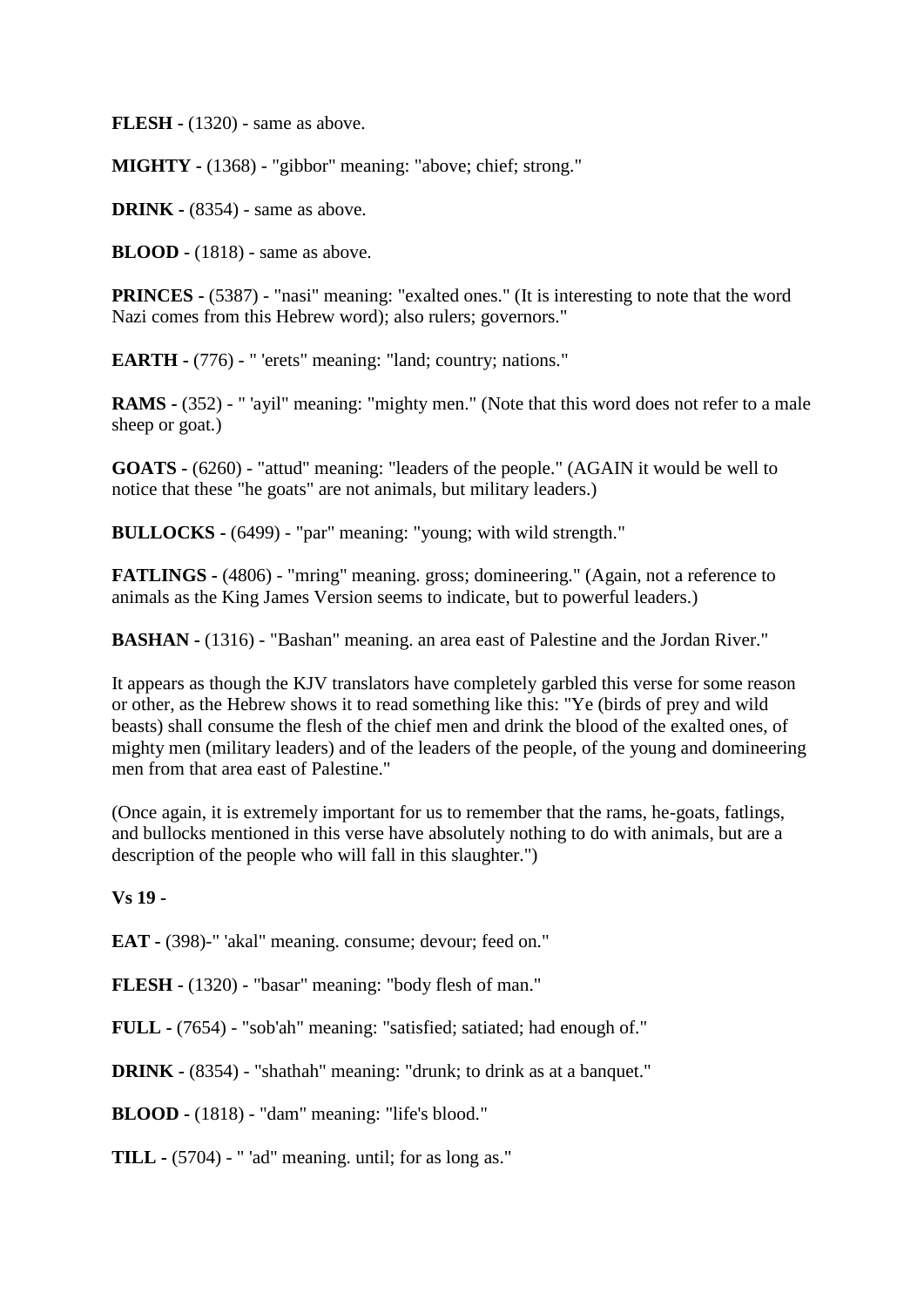**FLESH -** (1320) - same as above.

**MIGHTY -** (1368) - "gibbor" meaning: "above; chief; strong."

**DRINK -** (8354) - same as above.

**BLOOD -** (1818) - same as above.

**PRINCES -** (5387) - "nasi" meaning: "exalted ones." (It is interesting to note that the word Nazi comes from this Hebrew word); also rulers; governors."

**EARTH -** (776) - " 'erets" meaning: "land; country; nations."

**RAMS -** (352) - " 'ayil" meaning: "mighty men." (Note that this word does not refer to a male sheep or goat.)

**GOATS -** (6260) - "attud" meaning: "leaders of the people." (AGAIN it would be well to notice that these "he goats" are not animals, but military leaders.)

**BULLOCKS -** (6499) - "par" meaning: "young; with wild strength."

**FATLINGS -** (4806) - "mring" meaning. gross; domineering." (Again, not a reference to animals as the King James Version seems to indicate, but to powerful leaders.)

**BASHAN -** (1316) - "Bashan" meaning. an area east of Palestine and the Jordan River."

It appears as though the KJV translators have completely garbled this verse for some reason or other, as the Hebrew shows it to read something like this: "Ye (birds of prey and wild beasts) shall consume the flesh of the chief men and drink the blood of the exalted ones, of mighty men (military leaders) and of the leaders of the people, of the young and domineering men from that area east of Palestine."

(Once again, it is extremely important for us to remember that the rams, he-goats, fatlings, and bullocks mentioned in this verse have absolutely nothing to do with animals, but are a description of the people who will fall in this slaughter.")

**Vs 19 -**

**EAT -** (398)-" 'akal" meaning. consume; devour; feed on."

**FLESH -** (1320) - "basar" meaning: "body flesh of man."

**FULL -** (7654) - "sob'ah" meaning: "satisfied; satiated; had enough of."

**DRINK -** (8354) - "shathah" meaning: "drunk; to drink as at a banquet."

**BLOOD -** (1818) - "dam" meaning: "life's blood."

**TILL -** (5704) - " 'ad" meaning. until; for as long as."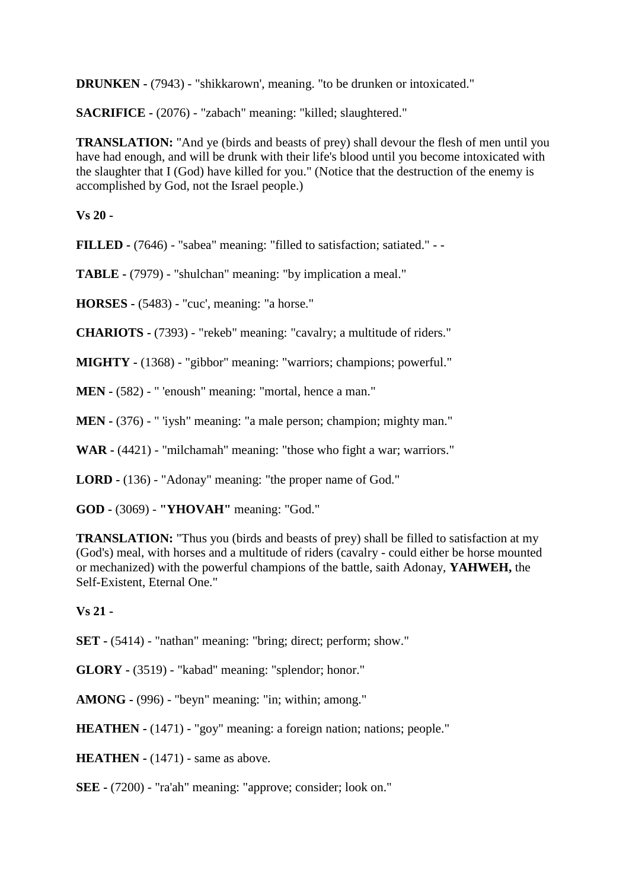**DRUNKEN -** (7943) - "shikkarown', meaning. "to be drunken or intoxicated."

**SACRIFICE -** (2076) - "zabach" meaning: "killed; slaughtered."

**TRANSLATION:** "And ye (birds and beasts of prey) shall devour the flesh of men until you have had enough, and will be drunk with their life's blood until you become intoxicated with the slaughter that I (God) have killed for you." (Notice that the destruction of the enemy is accomplished by God, not the Israel people.)

**Vs 20 -**

**FILLED -** (7646) - "sabea" meaning: "filled to satisfaction; satiated." - -

**TABLE -** (7979) - "shulchan" meaning: "by implication a meal."

**HORSES -** (5483) - "cuc', meaning: "a horse."

**CHARIOTS -** (7393) - "rekeb" meaning: "cavalry; a multitude of riders."

**MIGHTY -** (1368) - "gibbor" meaning: "warriors; champions; powerful."

**MEN -** (582) - " 'enoush" meaning: "mortal, hence a man."

**MEN -** (376) - " 'iysh" meaning: "a male person; champion; mighty man."

**WAR -** (4421) - "milchamah" meaning: "those who fight a war; warriors."

**LORD -** (136) - "Adonay" meaning: "the proper name of God."

**GOD -** (3069) - **"YHOVAH"** meaning: "God."

**TRANSLATION:** "Thus you (birds and beasts of prey) shall be filled to satisfaction at my (God's) meal, with horses and a multitude of riders (cavalry - could either be horse mounted or mechanized) with the powerful champions of the battle, saith Adonay, **YAHWEH,** the Self-Existent, Eternal One."

**Vs 21 -**

**SET -** (5414) - "nathan" meaning: "bring; direct; perform; show."

**GLORY -** (3519) - "kabad" meaning: "splendor; honor."

**AMONG -** (996) - "beyn" meaning: "in; within; among."

**HEATHEN -** (1471) - "goy" meaning: a foreign nation; nations; people."

**HEATHEN -** (1471) - same as above.

**SEE -** (7200) - "ra'ah" meaning: "approve; consider; look on."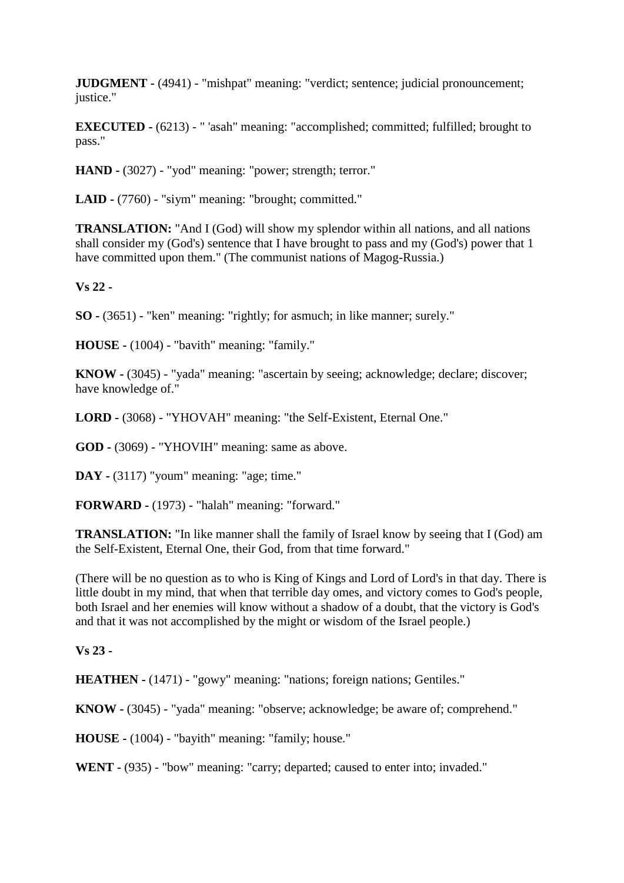**JUDGMENT -** (4941) - "mishpat" meaning: "verdict; sentence; judicial pronouncement; justice."

**EXECUTED -** (6213) - " 'asah" meaning: "accomplished; committed; fulfilled; brought to pass."

**HAND -** (3027) - "yod" meaning: "power; strength; terror."

**LAID -** (7760) - "siym" meaning: "brought; committed."

**TRANSLATION:** "And I (God) will show my splendor within all nations, and all nations shall consider my (God's) sentence that I have brought to pass and my (God's) power that 1 have committed upon them." (The communist nations of Magog-Russia.)

**Vs 22 -**

**SO -** (3651) - "ken" meaning: "rightly; for asmuch; in like manner; surely."

**HOUSE -** (1004) - "bavith" meaning: "family."

**KNOW -** (3045) - "yada" meaning: "ascertain by seeing; acknowledge; declare; discover; have knowledge of."

**LORD -** (3068) - "YHOVAH" meaning: "the Self-Existent, Eternal One."

**GOD -** (3069) - "YHOVIH" meaning: same as above.

**DAY -** (3117) "youm" meaning: "age; time."

**FORWARD -** (1973) - "halah" meaning: "forward."

**TRANSLATION:** "In like manner shall the family of Israel know by seeing that I (God) am the Self-Existent, Eternal One, their God, from that time forward."

(There will be no question as to who is King of Kings and Lord of Lord's in that day. There is little doubt in my mind, that when that terrible day omes, and victory comes to God's people, both Israel and her enemies will know without a shadow of a doubt, that the victory is God's and that it was not accomplished by the might or wisdom of the Israel people.)

**Vs 23 -**

**HEATHEN -** (1471) - "gowy" meaning: "nations; foreign nations; Gentiles."

**KNOW -** (3045) - "yada" meaning: "observe; acknowledge; be aware of; comprehend."

**HOUSE -** (1004) - "bayith" meaning: "family; house."

**WENT -** (935) - "bow" meaning: "carry; departed; caused to enter into; invaded."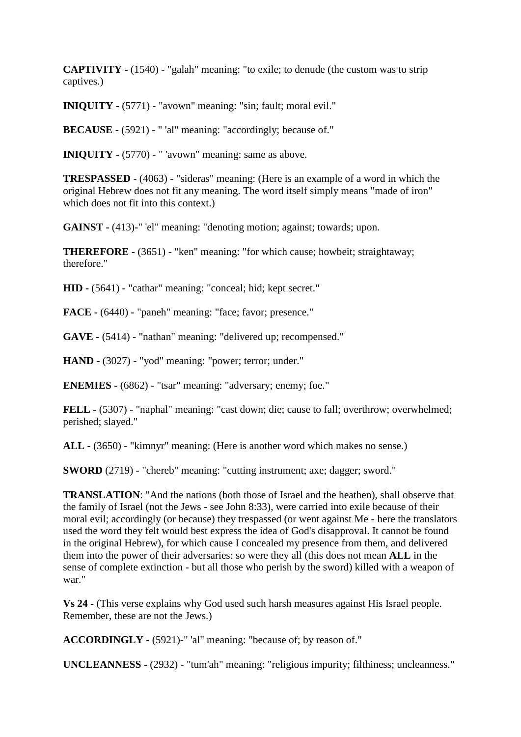**CAPTIVITY -** (1540) - "galah" meaning: "to exile; to denude (the custom was to strip captives.)

**INIQUITY -** (5771) - "avown" meaning: "sin; fault; moral evil."

**BECAUSE -** (5921) - " 'al" meaning: "accordingly; because of."

**INIQUITY -** (5770) - " 'avown" meaning: same as above.

**TRESPASSED** - (4063) - "sideras" meaning: (Here is an example of a word in which the original Hebrew does not fit any meaning. The word itself simply means "made of iron" which does not fit into this context.)

**GAINST -** (413)-" 'el" meaning: "denoting motion; against; towards; upon.

**THEREFORE -** (3651) - "ken" meaning: "for which cause; howbeit; straightaway; therefore."

**HID -** (5641) - "cathar" meaning: "conceal; hid; kept secret."

**FACE** - (6440) - "paneh" meaning: "face; favor; presence."

**GAVE -** (5414) - "nathan" meaning: "delivered up; recompensed."

**HAND -** (3027) - "yod" meaning: "power; terror; under."

**ENEMIES -** (6862) - "tsar" meaning: "adversary; enemy; foe."

**FELL -** (5307) - "naphal" meaning: "cast down; die; cause to fall; overthrow; overwhelmed; perished; slayed."

**ALL -** (3650) - "kimnyr" meaning: (Here is another word which makes no sense.)

**SWORD** (2719) - "chereb" meaning: "cutting instrument; axe; dagger; sword."

**TRANSLATION**: "And the nations (both those of Israel and the heathen), shall observe that the family of Israel (not the Jews - see John 8:33), were carried into exile because of their moral evil; accordingly (or because) they trespassed (or went against Me - here the translators used the word they felt would best express the idea of God's disapproval. It cannot be found in the original Hebrew), for which cause I concealed my presence from them, and delivered them into the power of their adversaries: so were they all (this does not mean **ALL** in the sense of complete extinction - but all those who perish by the sword) killed with a weapon of war."

**Vs 24 -** (This verse explains why God used such harsh measures against His Israel people. Remember, these are not the Jews.)

**ACCORDINGLY -** (5921)-" 'al" meaning: "because of; by reason of."

**UNCLEANNESS -** (2932) - "tum'ah" meaning: "religious impurity; filthiness; uncleanness."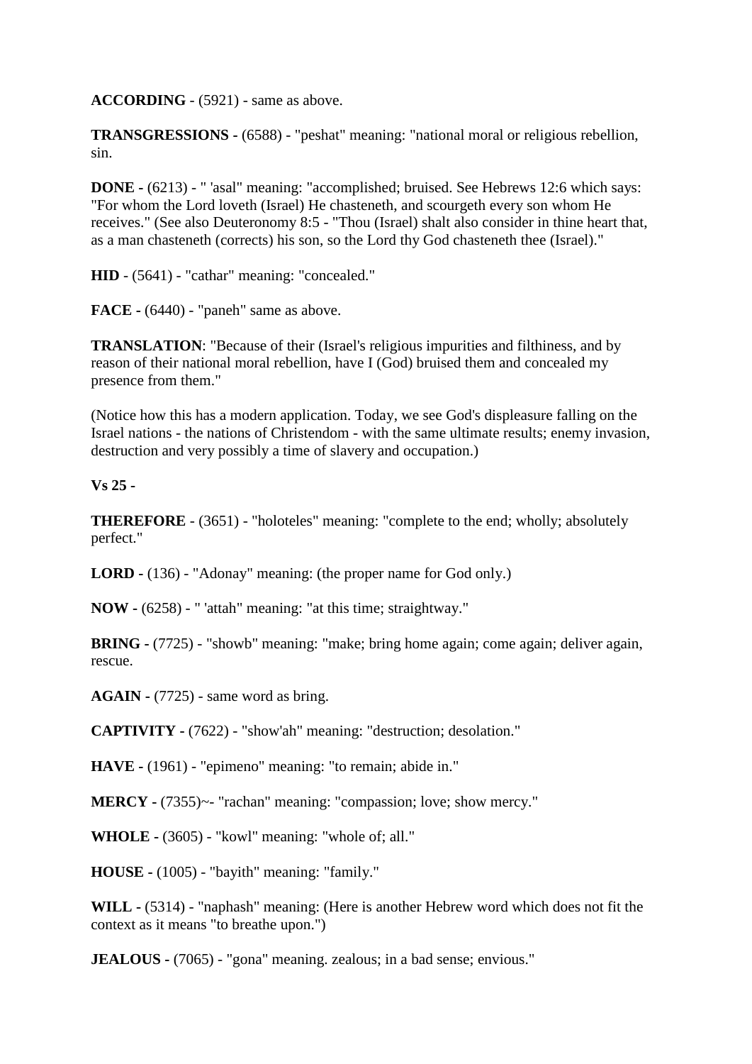**ACCORDING** - (5921) - same as above.

**TRANSGRESSIONS -** (6588) - "peshat" meaning: "national moral or religious rebellion, sin.

**DONE -** (6213) - " 'asal" meaning: "accomplished; bruised. See Hebrews 12:6 which says: "For whom the Lord loveth (Israel) He chasteneth, and scourgeth every son whom He receives." (See also Deuteronomy 8:5 - "Thou (Israel) shalt also consider in thine heart that, as a man chasteneth (corrects) his son, so the Lord thy God chasteneth thee (Israel)."

**HID** - (5641) - "cathar" meaning: "concealed."

**FACE -** (6440) - "paneh" same as above.

**TRANSLATION**: "Because of their (Israel's religious impurities and filthiness, and by reason of their national moral rebellion, have I (God) bruised them and concealed my presence from them."

(Notice how this has a modern application. Today, we see God's displeasure falling on the Israel nations - the nations of Christendom - with the same ultimate results; enemy invasion, destruction and very possibly a time of slavery and occupation.)

**Vs 25 -**

**THEREFORE** - (3651) - "holoteles" meaning: "complete to the end; wholly; absolutely perfect."

**LORD -** (136) - "Adonay" meaning: (the proper name for God only.)

**NOW -** (6258) - " 'attah" meaning: "at this time; straightway."

**BRING -** (7725) - "showb" meaning: "make; bring home again; come again; deliver again, rescue.

**AGAIN -** (7725) - same word as bring.

**CAPTIVITY -** (7622) - "show'ah" meaning: "destruction; desolation."

**HAVE -** (1961) - "epimeno" meaning: "to remain; abide in."

**MERCY -** (7355)~- "rachan" meaning: "compassion; love; show mercy."

**WHOLE -** (3605) - "kowl" meaning: "whole of; all."

**HOUSE -** (1005) - "bayith" meaning: "family."

**WILL -** (5314) - "naphash" meaning: (Here is another Hebrew word which does not fit the context as it means "to breathe upon.")

**JEALOUS -** (7065) - "gona" meaning. zealous; in a bad sense; envious."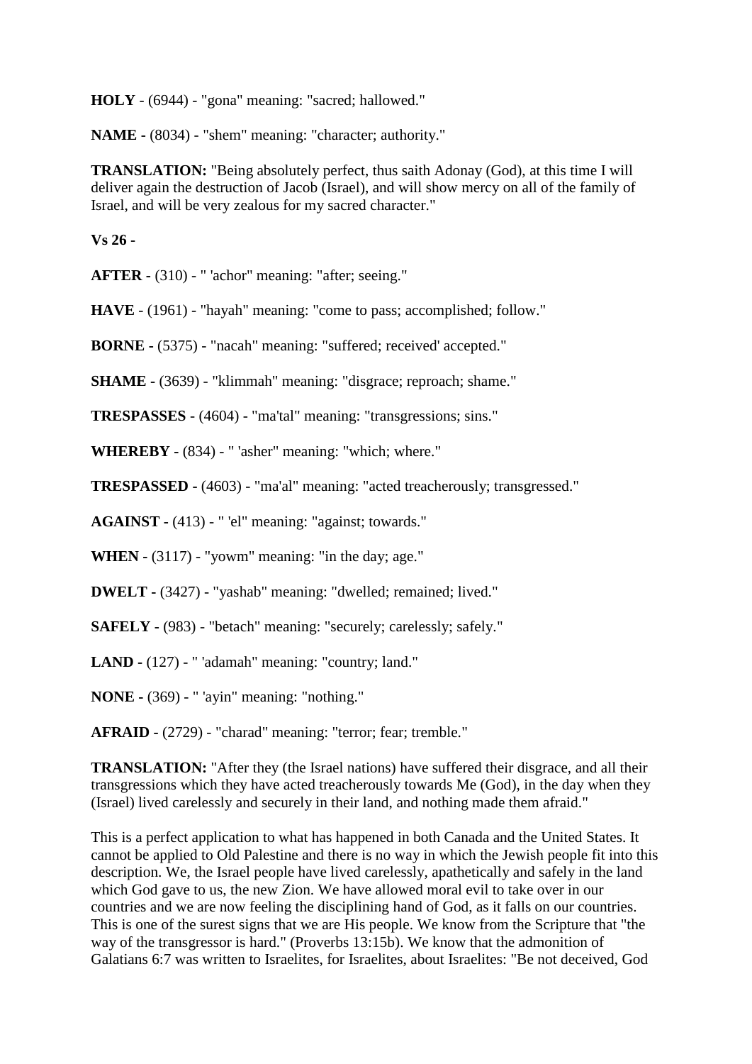**HOLY** - (6944) - "gona" meaning: "sacred; hallowed."

**NAME -** (8034) - "shem" meaning: "character; authority."

**TRANSLATION:** "Being absolutely perfect, thus saith Adonay (God), at this time I will deliver again the destruction of Jacob (Israel), and will show mercy on all of the family of Israel, and will be very zealous for my sacred character."

**Vs 26 -**

**AFTER** - (310) - " 'achor" meaning: "after; seeing."

**HAVE** - (1961) - "hayah" meaning: "come to pass; accomplished; follow."

**BORNE -** (5375) - "nacah" meaning: "suffered; received' accepted."

**SHAME -** (3639) - "klimmah" meaning: "disgrace; reproach; shame."

**TRESPASSES** - (4604) - "ma'tal" meaning: "transgressions; sins."

**WHEREBY -** (834) - " 'asher" meaning: "which; where."

**TRESPASSED -** (4603) - "ma'al" meaning: "acted treacherously; transgressed."

**AGAINST -** (413) - " 'el" meaning: "against; towards."

**WHEN -** (3117) - "yowm" meaning: "in the day; age."

**DWELT -** (3427) - "yashab" meaning: "dwelled; remained; lived."

**SAFELY -** (983) - "betach" meaning: "securely; carelessly; safely."

**LAND -** (127) - " 'adamah" meaning: "country; land."

**NONE -** (369) - " 'ayin" meaning: "nothing."

**AFRAID -** (2729) - "charad" meaning: "terror; fear; tremble."

**TRANSLATION:** "After they (the Israel nations) have suffered their disgrace, and all their transgressions which they have acted treacherously towards Me (God), in the day when they (Israel) lived carelessly and securely in their land, and nothing made them afraid."

This is a perfect application to what has happened in both Canada and the United States. It cannot be applied to Old Palestine and there is no way in which the Jewish people fit into this description. We, the Israel people have lived carelessly, apathetically and safely in the land which God gave to us, the new Zion. We have allowed moral evil to take over in our countries and we are now feeling the disciplining hand of God, as it falls on our countries. This is one of the surest signs that we are His people. We know from the Scripture that "the way of the transgressor is hard." (Proverbs 13:15b). We know that the admonition of Galatians 6:7 was written to Israelites, for Israelites, about Israelites: "Be not deceived, God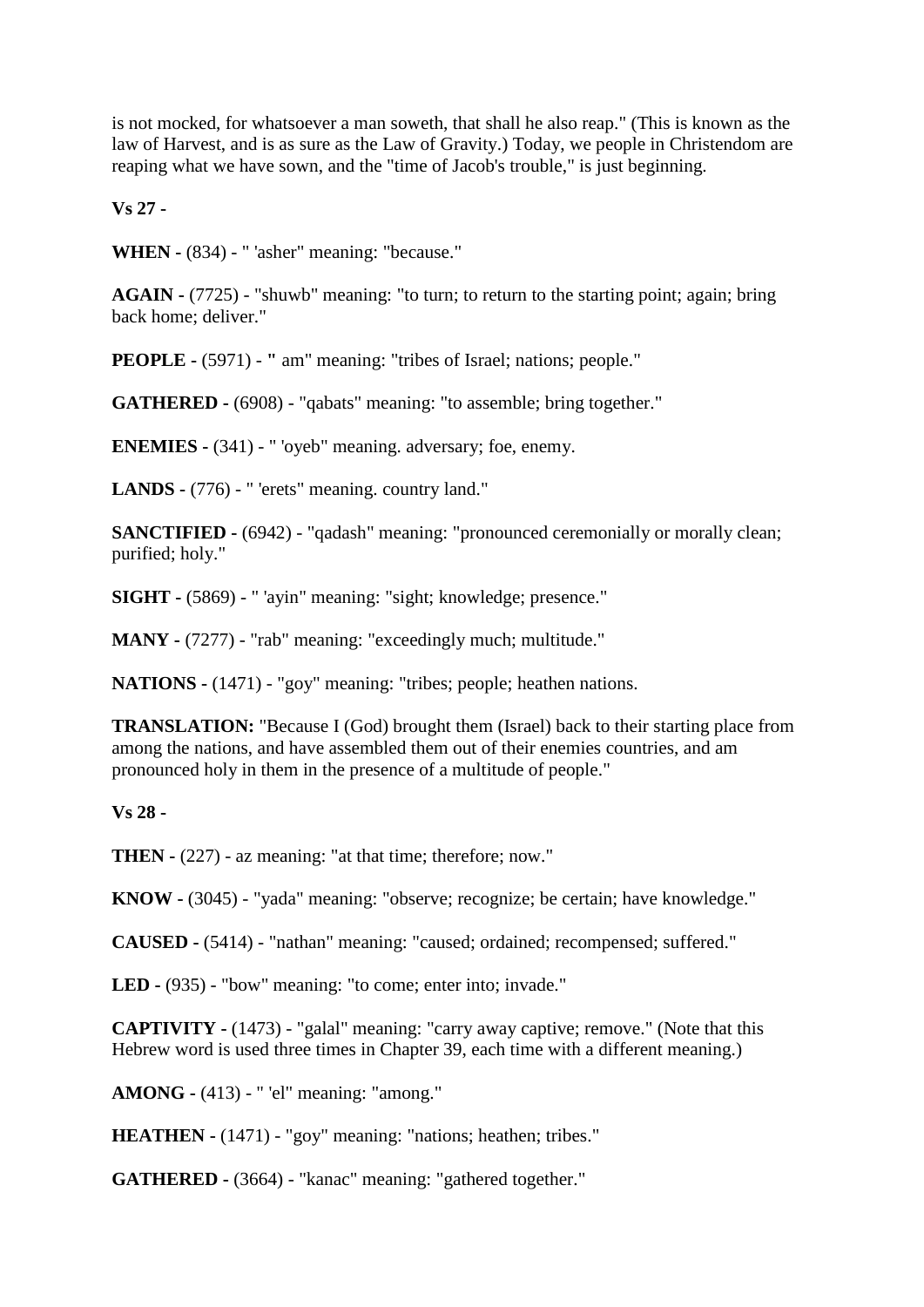is not mocked, for whatsoever a man soweth, that shall he also reap." (This is known as the law of Harvest, and is as sure as the Law of Gravity.) Today, we people in Christendom are reaping what we have sown, and the "time of Jacob's trouble," is just beginning.

**Vs 27 -**

**WHEN -** (834) - " 'asher" meaning: "because."

**AGAIN -** (7725) - "shuwb" meaning: "to turn; to return to the starting point; again; bring back home; deliver."

**PEOPLE** - (5971) - **"** am" meaning: "tribes of Israel; nations; people."

**GATHERED -** (6908) - "qabats" meaning: "to assemble; bring together."

**ENEMIES -** (341) - " 'oyeb" meaning. adversary; foe, enemy.

**LANDS -** (776) - " 'erets" meaning. country land."

**SANCTIFIED -** (6942) - "qadash" meaning: "pronounced ceremonially or morally clean; purified; holy."

**SIGHT -** (5869) - " 'ayin" meaning: "sight; knowledge; presence."

**MANY -** (7277) - "rab" meaning: "exceedingly much; multitude."

**NATIONS -** (1471) - "goy" meaning: "tribes; people; heathen nations.

**TRANSLATION:** "Because I (God) brought them (Israel) back to their starting place from among the nations, and have assembled them out of their enemies countries, and am pronounced holy in them in the presence of a multitude of people."

**Vs 28 -**

**THEN -** (227) - az meaning: "at that time; therefore; now."

**KNOW -** (3045) - "yada" meaning: "observe; recognize; be certain; have knowledge."

**CAUSED -** (5414) - "nathan" meaning: "caused; ordained; recompensed; suffered."

**LED -** (935) - "bow" meaning: "to come; enter into; invade."

**CAPTIVITY -** (1473) - "galal" meaning: "carry away captive; remove." (Note that this Hebrew word is used three times in Chapter 39, each time with a different meaning.)

**AMONG -** (413) - " 'el" meaning: "among."

**HEATHEN -** (1471) - "goy" meaning: "nations; heathen; tribes."

**GATHERED -** (3664) - "kanac" meaning: "gathered together."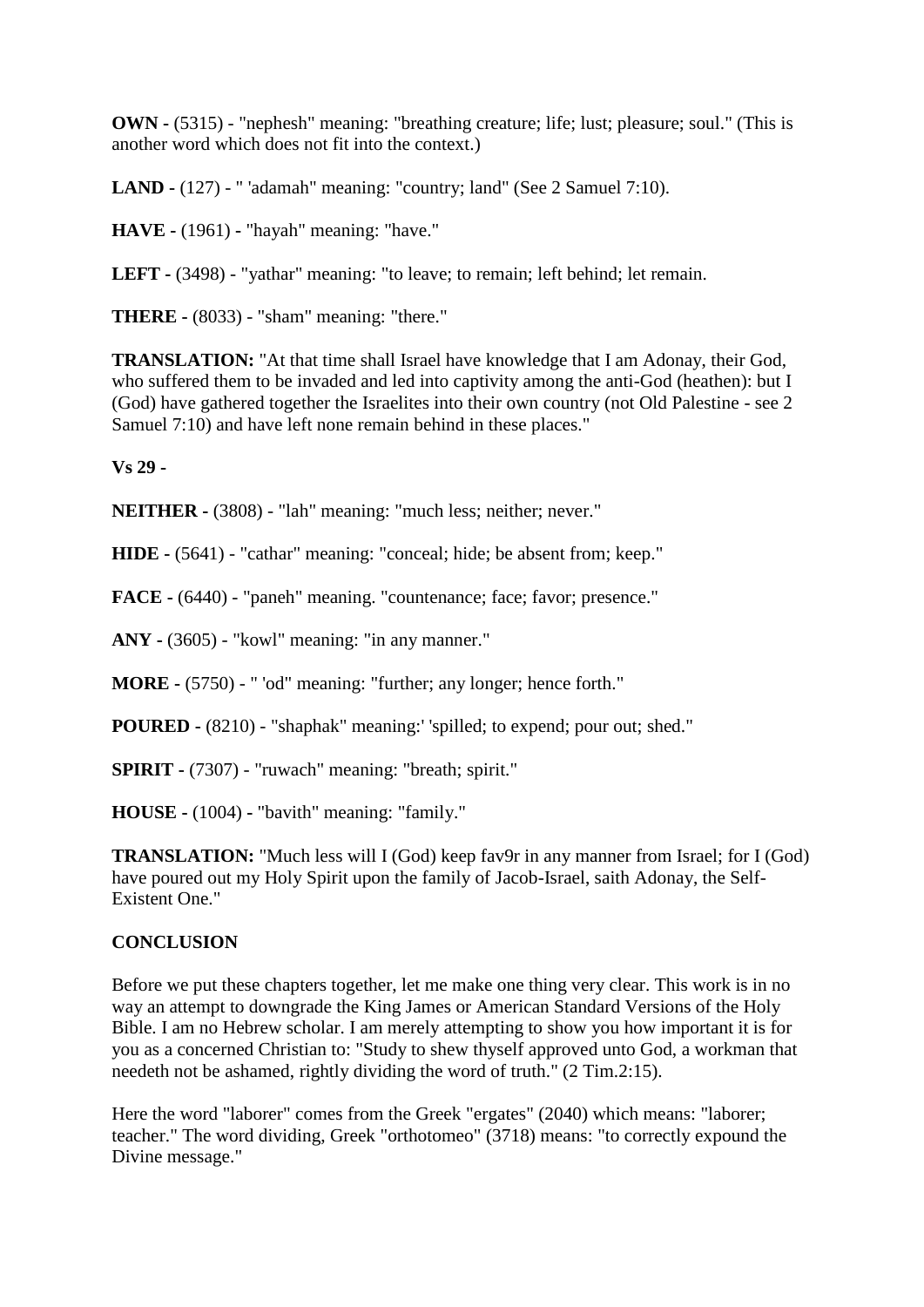**OWN -** (5315) - "nephesh" meaning: "breathing creature; life; lust; pleasure; soul." (This is another word which does not fit into the context.)

**LAND -** (127) - " 'adamah" meaning: "country; land" (See 2 Samuel 7:10).

**HAVE -** (1961) **-** "hayah" meaning: "have."

**LEFT -** (3498) - "yathar" meaning: "to leave; to remain; left behind; let remain.

**THERE -** (8033) - "sham" meaning: "there."

**TRANSLATION:** "At that time shall Israel have knowledge that I am Adonay, their God, who suffered them to be invaded and led into captivity among the anti-God (heathen): but I (God) have gathered together the Israelites into their own country (not Old Palestine - see 2 Samuel 7:10) and have left none remain behind in these places."

**Vs 29 -**

**NEITHER -** (3808) - "lah" meaning: "much less; neither; never."

**HIDE -** (5641) - "cathar" meaning: "conceal; hide; be absent from; keep."

**FACE -** (6440) - "paneh" meaning. "countenance; face; favor; presence."

**ANY -** (3605) - "kowl" meaning: "in any manner."

**MORE -** (5750) - " 'od" meaning: "further; any longer; hence forth."

**POURED -** (8210) - "shaphak" meaning:' 'spilled; to expend; pour out; shed."

**SPIRIT -** (7307) - "ruwach" meaning: "breath; spirit."

**HOUSE -** (1004) **-** "bavith" meaning: "family."

**TRANSLATION:** "Much less will I (God) keep fav9r in any manner from Israel; for I (God) have poured out my Holy Spirit upon the family of Jacob-Israel, saith Adonay, the Self-Existent One."

**CONCLUSION**

Before we put these chapters together, let me make one thing very clear. This work is in no way an attempt to downgrade the King James or American Standard Versions of the Holy Bible. I am no Hebrew scholar. I am merely attempting to show you how important it is for you as a concerned Christian to: "Study to shew thyself approved unto God, a workman that needeth not be ashamed, rightly dividing the word of truth." (2 Tim.2:15).

Here the word "laborer" comes from the Greek "ergates" (2040) which means: "laborer; teacher." The word dividing, Greek "orthotomeo" (3718) means: "to correctly expound the Divine message."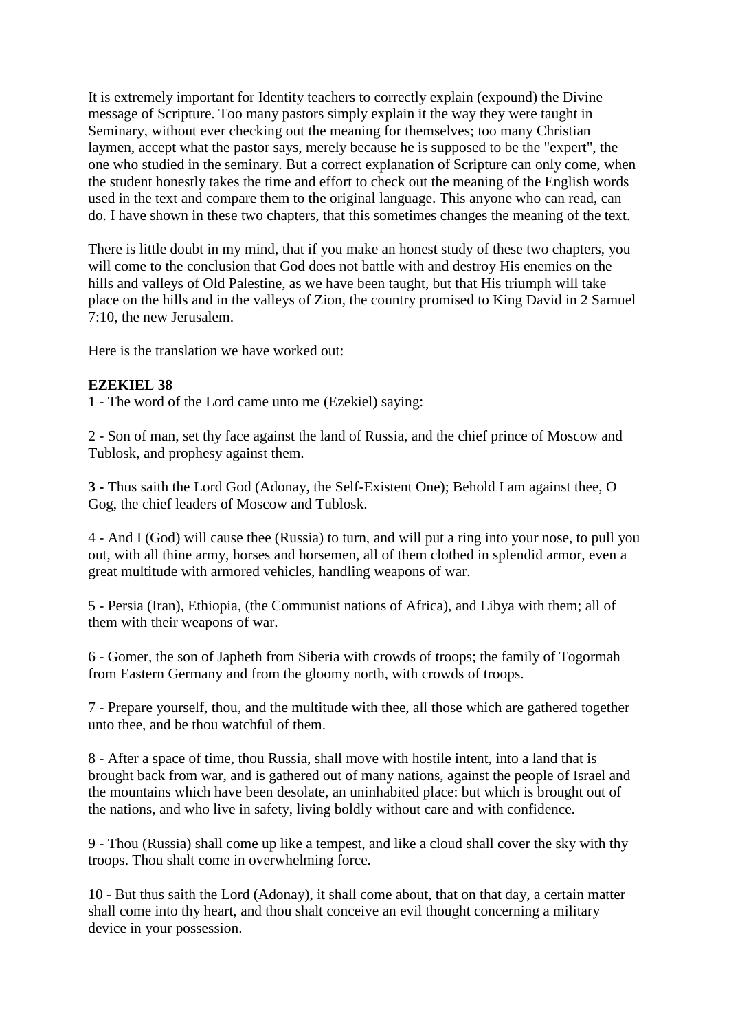It is extremely important for Identity teachers to correctly explain (expound) the Divine message of Scripture. Too many pastors simply explain it the way they were taught in Seminary, without ever checking out the meaning for themselves; too many Christian laymen, accept what the pastor says, merely because he is supposed to be the "expert", the one who studied in the seminary. But a correct explanation of Scripture can only come, when the student honestly takes the time and effort to check out the meaning of the English words used in the text and compare them to the original language. This anyone who can read, can do. I have shown in these two chapters, that this sometimes changes the meaning of the text.

There is little doubt in my mind, that if you make an honest study of these two chapters, you will come to the conclusion that God does not battle with and destroy His enemies on the hills and valleys of Old Palestine, as we have been taught, but that His triumph will take place on the hills and in the valleys of Zion, the country promised to King David in 2 Samuel 7:10, the new Jerusalem.

Here is the translation we have worked out:

**EZEKIEL 38**

1 - The word of the Lord came unto me (Ezekiel) saying:

2 - Son of man, set thy face against the land of Russia, and the chief prince of Moscow and Tublosk, and prophesy against them.

**3** - Thus saith the Lord God (Adonay, the Self-Existent One); Behold I am against thee, O Gog, the chief leaders of Moscow and Tublosk.

4 - And I (God) will cause thee (Russia) to turn, and will put a ring into your nose, to pull you out, with all thine army, horses and horsemen, all of them clothed in splendid armor, even a great multitude with armored vehicles, handling weapons of war.

5 - Persia (Iran), Ethiopia, (the Communist nations of Africa), and Libya with them; all of them with their weapons of war.

6 - Gomer, the son of Japheth from Siberia with crowds of troops; the family of Togormah from Eastern Germany and from the gloomy north, with crowds of troops.

7 - Prepare yourself, thou, and the multitude with thee, all those which are gathered together unto thee, and be thou watchful of them.

8 - After a space of time, thou Russia, shall move with hostile intent, into a land that is brought back from war, and is gathered out of many nations, against the people of Israel and the mountains which have been desolate, an uninhabited place: but which is brought out of the nations, and who live in safety, living boldly without care and with confidence.

9 - Thou (Russia) shall come up like a tempest, and like a cloud shall cover the sky with thy troops. Thou shalt come in overwhelming force.

10 - But thus saith the Lord (Adonay), it shall come about, that on that day, a certain matter shall come into thy heart, and thou shalt conceive an evil thought concerning a military device in your possession.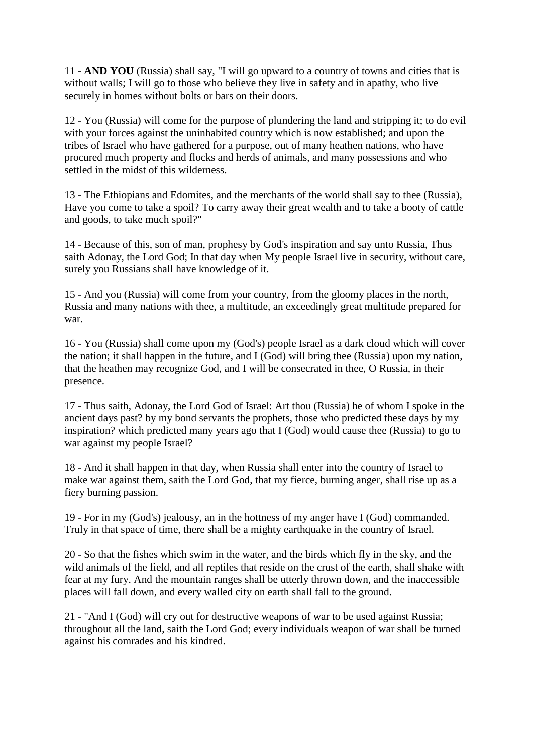11 - **AND YOU** (Russia) shall say, "I will go upward to a country of towns and cities that is without walls; I will go to those who believe they live in safety and in apathy, who live securely in homes without bolts or bars on their doors.

12 - You (Russia) will come for the purpose of plundering the land and stripping it; to do evil with your forces against the uninhabited country which is now established; and upon the tribes of Israel who have gathered for a purpose, out of many heathen nations, who have procured much property and flocks and herds of animals, and many possessions and who settled in the midst of this wilderness.

13 - The Ethiopians and Edomites, and the merchants of the world shall say to thee (Russia), Have you come to take a spoil? To carry away their great wealth and to take a booty of cattle and goods, to take much spoil?"

14 - Because of this, son of man, prophesy by God's inspiration and say unto Russia, Thus saith Adonay, the Lord God; In that day when My people Israel live in security, without care, surely you Russians shall have knowledge of it.

15 - And you (Russia) will come from your country, from the gloomy places in the north, Russia and many nations with thee, a multitude, an exceedingly great multitude prepared for war.

16 - You (Russia) shall come upon my (God's) people Israel as a dark cloud which will cover the nation; it shall happen in the future, and I (God) will bring thee (Russia) upon my nation, that the heathen may recognize God, and I will be consecrated in thee, O Russia, in their presence.

17 - Thus saith, Adonay, the Lord God of Israel: Art thou (Russia) he of whom I spoke in the ancient days past? by my bond servants the prophets, those who predicted these days by my inspiration? which predicted many years ago that I (God) would cause thee (Russia) to go to war against my people Israel?

18 - And it shall happen in that day, when Russia shall enter into the country of Israel to make war against them, saith the Lord God, that my fierce, burning anger, shall rise up as a fiery burning passion.

19 - For in my (God's) jealousy, an in the hottness of my anger have I (God) commanded. Truly in that space of time, there shall be a mighty earthquake in the country of Israel.

20 - So that the fishes which swim in the water, and the birds which fly in the sky, and the wild animals of the field, and all reptiles that reside on the crust of the earth, shall shake with fear at my fury. And the mountain ranges shall be utterly thrown down, and the inaccessible places will fall down, and every walled city on earth shall fall to the ground.

21 - "And I (God) will cry out for destructive weapons of war to be used against Russia; throughout all the land, saith the Lord God; every individuals weapon of war shall be turned against his comrades and his kindred.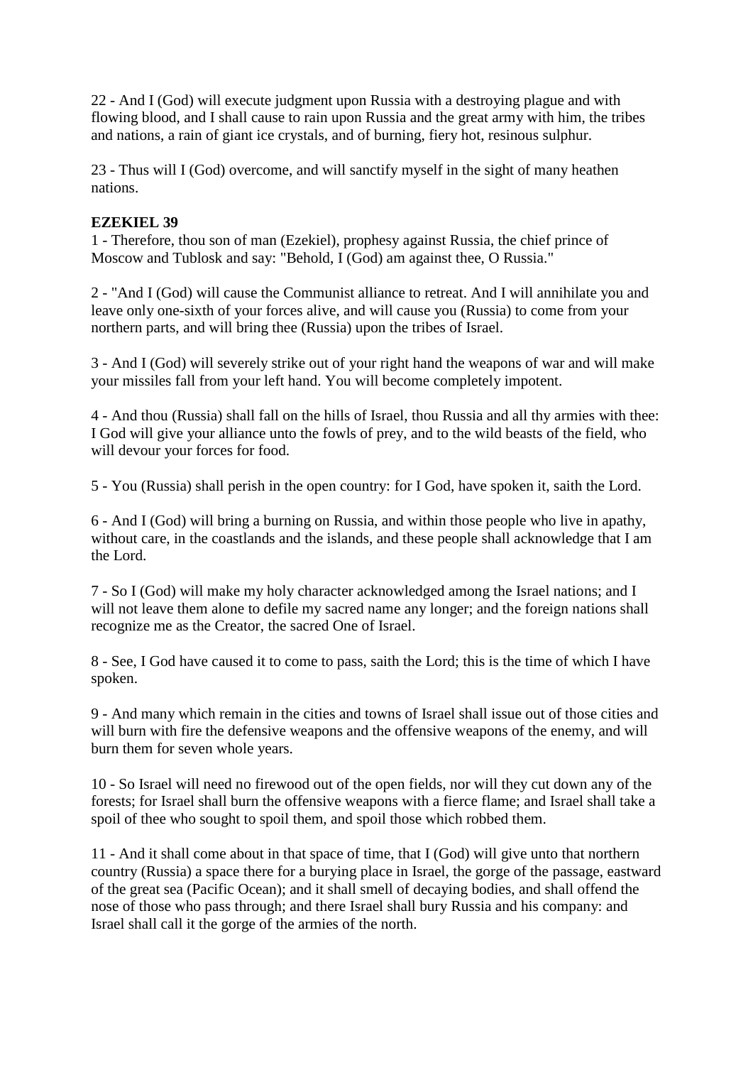22 - And I (God) will execute judgment upon Russia with a destroying plague and with flowing blood, and I shall cause to rain upon Russia and the great army with him, the tribes and nations, a rain of giant ice crystals, and of burning, fiery hot, resinous sulphur.

23 - Thus will I (God) overcome, and will sanctify myself in the sight of many heathen nations.

**EZEKIEL 39**

1 - Therefore, thou son of man (Ezekiel), prophesy against Russia, the chief prince of Moscow and Tublosk and say: "Behold, I (God) am against thee, O Russia."

2 - "And I (God) will cause the Communist alliance to retreat. And I will annihilate you and leave only one-sixth of your forces alive, and will cause you (Russia) to come from your northern parts, and will bring thee (Russia) upon the tribes of Israel.

3 - And I (God) will severely strike out of your right hand the weapons of war and will make your missiles fall from your left hand. You will become completely impotent.

4 - And thou (Russia) shall fall on the hills of Israel, thou Russia and all thy armies with thee: I God will give your alliance unto the fowls of prey, and to the wild beasts of the field, who will devour your forces for food.

5 - You (Russia) shall perish in the open country: for I God, have spoken it, saith the Lord.

6 - And I (God) will bring a burning on Russia, and within those people who live in apathy, without care, in the coastlands and the islands, and these people shall acknowledge that I am the Lord.

7 - So I (God) will make my holy character acknowledged among the Israel nations; and I will not leave them alone to defile my sacred name any longer; and the foreign nations shall recognize me as the Creator, the sacred One of Israel.

8 - See, I God have caused it to come to pass, saith the Lord; this is the time of which I have spoken.

9 - And many which remain in the cities and towns of Israel shall issue out of those cities and will burn with fire the defensive weapons and the offensive weapons of the enemy, and will burn them for seven whole years.

10 - So Israel will need no firewood out of the open fields, nor will they cut down any of the forests; for Israel shall burn the offensive weapons with a fierce flame; and Israel shall take a spoil of thee who sought to spoil them, and spoil those which robbed them.

11 - And it shall come about in that space of time, that I (God) will give unto that northern country (Russia) a space there for a burying place in Israel, the gorge of the passage, eastward of the great sea (Pacific Ocean); and it shall smell of decaying bodies, and shall offend the nose of those who pass through; and there Israel shall bury Russia and his company: and Israel shall call it the gorge of the armies of the north.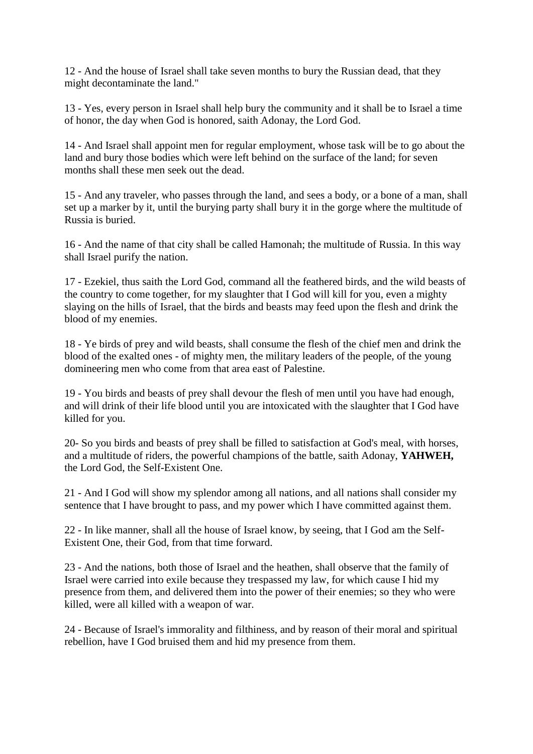12 - And the house of Israel shall take seven months to bury the Russian dead, that they might decontaminate the land."

13 - Yes, every person in Israel shall help bury the community and it shall be to Israel a time of honor, the day when God is honored, saith Adonay, the Lord God.

14 - And Israel shall appoint men for regular employment, whose task will be to go about the land and bury those bodies which were left behind on the surface of the land; for seven months shall these men seek out the dead.

15 - And any traveler, who passes through the land, and sees a body, or a bone of a man, shall set up a marker by it, until the burying party shall bury it in the gorge where the multitude of Russia is buried.

16 - And the name of that city shall be called Hamonah; the multitude of Russia. In this way shall Israel purify the nation.

17 - Ezekiel, thus saith the Lord God, command all the feathered birds, and the wild beasts of the country to come together, for my slaughter that I God will kill for you, even a mighty slaying on the hills of Israel, that the birds and beasts may feed upon the flesh and drink the blood of my enemies.

18 - Ye birds of prey and wild beasts, shall consume the flesh of the chief men and drink the blood of the exalted ones - of mighty men, the military leaders of the people, of the young domineering men who come from that area east of Palestine.

19 - You birds and beasts of prey shall devour the flesh of men until you have had enough, and will drink of their life blood until you are intoxicated with the slaughter that I God have killed for you.

20- So you birds and beasts of prey shall be filled to satisfaction at God's meal, with horses, and a multitude of riders, the powerful champions of the battle, saith Adonay, **YAHWEH,** the Lord God, the Self-Existent One.

21 - And I God will show my splendor among all nations, and all nations shall consider my sentence that I have brought to pass, and my power which I have committed against them.

22 - In like manner, shall all the house of Israel know, by seeing, that I God am the Self-Existent One, their God, from that time forward.

23 - And the nations, both those of Israel and the heathen, shall observe that the family of Israel were carried into exile because they trespassed my law, for which cause I hid my presence from them, and delivered them into the power of their enemies; so they who were killed, were all killed with a weapon of war.

24 - Because of Israel's immorality and filthiness, and by reason of their moral and spiritual rebellion, have I God bruised them and hid my presence from them.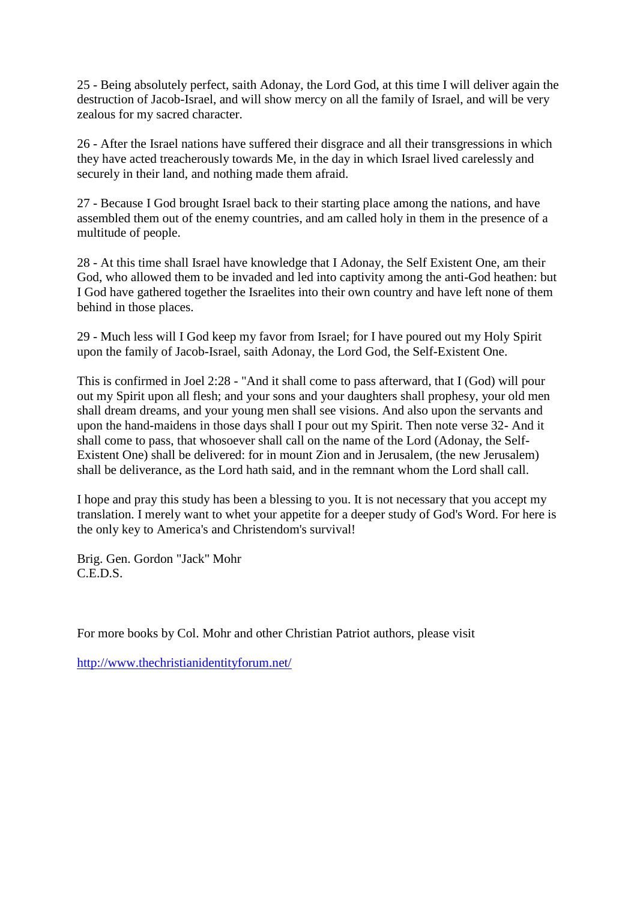25 - Being absolutely perfect, saith Adonay, the Lord God, at this time I will deliver again the destruction of Jacob-Israel, and will show mercy on all the family of Israel, and will be very zealous for my sacred character.

26 - After the Israel nations have suffered their disgrace and all their transgressions in which they have acted treacherously towards Me, in the day in which Israel lived carelessly and securely in their land, and nothing made them afraid.

27 - Because I God brought Israel back to their starting place among the nations, and have assembled them out of the enemy countries, and am called holy in them in the presence of a multitude of people.

28 - At this time shall Israel have knowledge that I Adonay, the Self Existent One, am their God, who allowed them to be invaded and led into captivity among the anti-God heathen: but I God have gathered together the Israelites into their own country and have left none of them behind in those places.

29 - Much less will I God keep my favor from Israel; for I have poured out my Holy Spirit upon the family of Jacob-Israel, saith Adonay, the Lord God, the Self-Existent One.

This is confirmed in Joel 2:28 - "And it shall come to pass afterward, that I (God) will pour out my Spirit upon all flesh; and your sons and your daughters shall prophesy, your old men shall dream dreams, and your young men shall see visions. And also upon the servants and upon the hand-maidens in those days shall I pour out my Spirit. Then note verse 32- And it shall come to pass, that whosoever shall call on the name of the Lord (Adonay, the Self-Existent One) shall be delivered: for in mount Zion and in Jerusalem, (the new Jerusalem) shall be deliverance, as the Lord hath said, and in the remnant whom the Lord shall call.

I hope and pray this study has been a blessing to you. It is not necessary that you accept my translation. I merely want to whet your appetite for a deeper study of God's Word. For here is the only key to America's and Christendom's survival!

Brig. Gen. Gordon "Jack" Mohr
C.E.D.S.

For more books by Col. Mohr and other Christian Patriot authors, please visit

http://www.thechristianidentityforum.net/